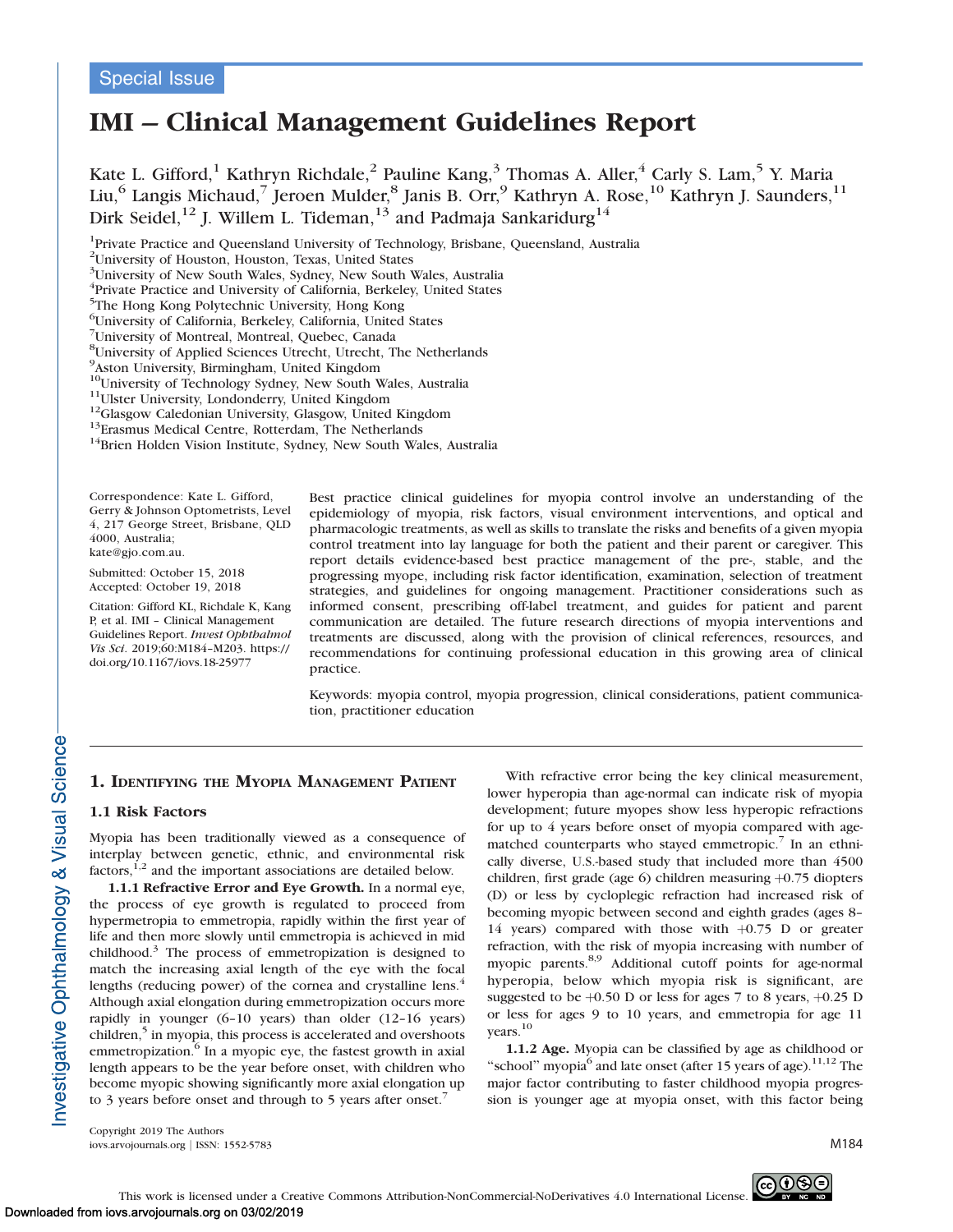Special Issue

# IMI – Clinical Management Guidelines Report

Kate L. Gifford,[1] Kathryn Richdale,[2] Pauline Kang,[3] Thomas A. Aller,[4] Carly S. Lam,[5] Y. Maria Liu,[6] Langis Michaud,[7] Jeroen Mulder,[8] Janis B. Orr,[9] Kathryn A. Rose,[10] Kathryn J. Saunders,[11] Dirk Seidel,[12] J. Willem L. Tideman,[13] and Padmaja Sankaridurg[14]

[1]Private Practice and Queensland University of Technology, Brisbane, Queensland, Australia
[2]University of Houston, Houston, Texas, United States
[3]University of New South Wales, Sydney, New South Wales, Australia
[4]Private Practice and University of California, Berkeley, United States
[5]The Hong Kong Polytechnic University, Hong Kong
[6]University of California, Berkeley, California, United States
[7]University of Montreal, Montreal, Quebec, Canada
[8]University of Applied Sciences Utrecht, Utrecht, The Netherlands
[9]Aston University, Birmingham, United Kingdom
[10]University of Technology Sydney, New South Wales, Australia
[11]Ulster University, Londonderry, United Kingdom
[12]Glasgow Caledonian University, Glasgow, United Kingdom
[13]Erasmus Medical Centre, Rotterdam, The Netherlands
[14]Brien Holden Vision Institute, Sydney, New South Wales, Australia

Correspondence: Kate L. Gifford, Gerry & Johnson Optometrists, Level 4, 217 George Street, Brisbane, QLD 4000, Australia; kate@gjo.com.au.

Submitted: October 15, 2018
Accepted: October 19, 2018

Citation: Gifford KL, Richdale K, Kang P, et al. IMI – Clinical Management Guidelines Report. *Invest Ophthalmol Vis Sci*. 2019;60:M184–M203. https://doi.org/10.1167/iovs.18-25977

Best practice clinical guidelines for myopia control involve an understanding of the epidemiology of myopia, risk factors, visual environment interventions, and optical and pharmacologic treatments, as well as skills to translate the risks and benefits of a given myopia control treatment into lay language for both the patient and their parent or caregiver. This report details evidence-based best practice management of the pre-, stable, and the progressing myope, including risk factor identification, examination, selection of treatment strategies, and guidelines for ongoing management. Practitioner considerations such as informed consent, prescribing off-label treatment, and guides for patient and parent communication are detailed. The future research directions of myopia interventions and treatments are discussed, along with the provision of clinical references, resources, and recommendations for continuing professional education in this growing area of clinical practice.

Keywords: myopia control, myopia progression, clinical considerations, patient communication, practitioner education

## 1. Identifying the Myopia Management Patient

### 1.1 Risk Factors

Myopia has been traditionally viewed as a consequence of interplay between genetic, ethnic, and environmental risk factors,[1,2] and the important associations are detailed below.

**1.1.1 Refractive Error and Eye Growth.** In a normal eye, the process of eye growth is regulated to proceed from hypermetropia to emmetropia, rapidly within the first year of life and then more slowly until emmetropia is achieved in mid childhood.[3] The process of emmetropization is designed to match the increasing axial length of the eye with the focal lengths (reducing power) of the cornea and crystalline lens.[4] Although axial elongation during emmetropization occurs more rapidly in younger (6–10 years) than older (12–16 years) children,[5] in myopia, this process is accelerated and overshoots emmetropization.[6] In a myopic eye, the fastest growth in axial length appears to be the year before onset, with children who become myopic showing significantly more axial elongation up to 3 years before onset and through to 5 years after onset.[7]

With refractive error being the key clinical measurement, lower hyperopia than age-normal can indicate risk of myopia development; future myopes show less hyperopic refractions for up to 4 years before onset of myopia compared with age-matched counterparts who stayed emmetropic.[7] In an ethnically diverse, U.S.-based study that included more than 4500 children, first grade (age 6) children measuring +0.75 diopters (D) or less by cycloplegic refraction had increased risk of becoming myopic between second and eighth grades (ages 8–14 years) compared with those with +0.75 D or greater refraction, with the risk of myopia increasing with number of myopic parents.[8,9] Additional cutoff points for age-normal hyperopia, below which myopia risk is significant, are suggested to be +0.50 D or less for ages 7 to 8 years, +0.25 D or less for ages 9 to 10 years, and emmetropia for age 11 years.[10]

**1.1.2 Age.** Myopia can be classified by age as childhood or "school" myopia[6] and late onset (after 15 years of age).[11,12] The major factor contributing to faster childhood myopia progression is younger age at myopia onset, with this factor being

Copyright 2019 The Authors
iovs.arvojournals.org | ISSN: 1552-5783

This work is licensed under a Creative Commons Attribution-NonCommercial-NoDerivatives 4.0 International License.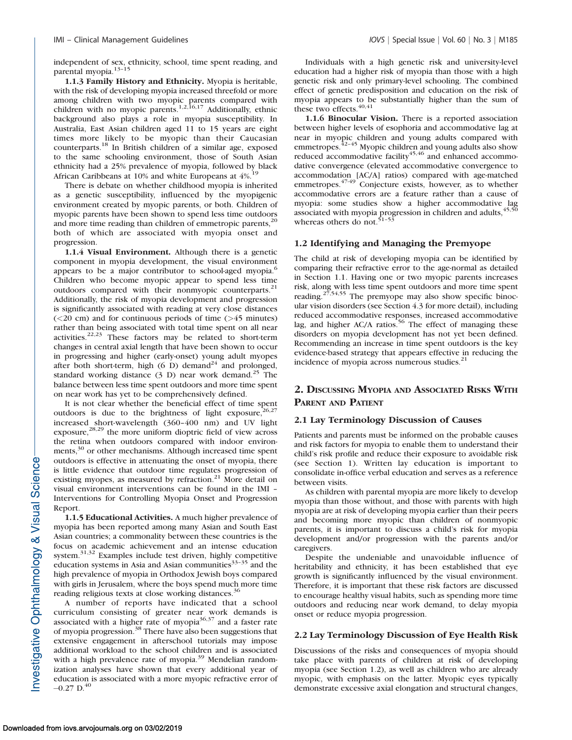independent of sex, ethnicity, school, time spent reading, and parental myopia.[13–15]

**1.1.3 Family History and Ethnicity.** Myopia is heritable, with the risk of developing myopia increased threefold or more among children with two myopic parents compared with children with no myopic parents.[1,2,16,17] Additionally, ethnic background also plays a role in myopia susceptibility. In Australia, East Asian children aged 11 to 15 years are eight times more likely to be myopic than their Caucasian counterparts.[18] In British children of a similar age, exposed to the same schooling environment, those of South Asian ethnicity had a 25% prevalence of myopia, followed by black African Caribbeans at 10% and white Europeans at 4%.[19]

There is debate on whether childhood myopia is inherited as a genetic susceptibility, influenced by the myopigenic environment created by myopic parents, or both. Children of myopic parents have been shown to spend less time outdoors and more time reading than children of emmetropic parents,[20] both of which are associated with myopia onset and progression.

**1.1.4 Visual Environment.** Although there is a genetic component in myopia development, the visual environment appears to be a major contributor to school-aged myopia.[6] Children who become myopic appear to spend less time outdoors compared with their nonmyopic counterparts.[21] Additionally, the risk of myopia development and progression is significantly associated with reading at very close distances (<20 cm) and for continuous periods of time (>45 minutes) rather than being associated with total time spent on all near activities.[22,23] These factors may be related to short-term changes in central axial length that have been shown to occur in progressing and higher (early-onset) young adult myopes after both short-term, high (6 D) demand[24] and prolonged, standard working distance (3 D) near work demand.[25] The balance between less time spent outdoors and more time spent on near work has yet to be comprehensively defined.

It is not clear whether the beneficial effect of time spent outdoors is due to the brightness of light exposure,[26,27] increased short-wavelength (360–400 nm) and UV light exposure,[28,29] the more uniform dioptric field of view across the retina when outdoors compared with indoor environments,[30] or other mechanisms. Although increased time spent outdoors is effective in attenuating the onset of myopia, there is little evidence that outdoor time regulates progression of existing myopes, as measured by refraction.[21] More detail on visual environment interventions can be found in the IMI – Interventions for Controlling Myopia Onset and Progression Report.

**1.1.5 Educational Activities.** A much higher prevalence of myopia has been reported among many Asian and South East Asian countries; a commonality between these countries is the focus on academic achievement and an intense education system.[31,32] Examples include test driven, highly competitive education systems in Asia and Asian communities[33–35] and the high prevalence of myopia in Orthodox Jewish boys compared with girls in Jerusalem, where the boys spend much more time reading religious texts at close working distances.[36]

A number of reports have indicated that a school curriculum consisting of greater near work demands is associated with a higher rate of myopia[36,37] and a faster rate of myopia progression.[38] There have also been suggestions that extensive engagement in afterschool tutorials may impose additional workload to the school children and is associated with a high prevalence rate of myopia.[39] Mendelian randomization analyses have shown that every additional year of education is associated with a more myopic refractive error of –0.27 D.[40]

Individuals with a high genetic risk and university-level education had a higher risk of myopia than those with a high genetic risk and only primary-level schooling. The combined effect of genetic predisposition and education on the risk of myopia appears to be substantially higher than the sum of these two effects.[40,41]

**1.1.6 Binocular Vision.** There is a reported association between higher levels of esophoria and accommodative lag at near in myopic children and young adults compared with emmetropes.[42–45] Myopic children and young adults also show reduced accommodative facility[45,46] and enhanced accommodative convergence (elevated accommodative convergence to accommodation [AC/A] ratios) compared with age-matched emmetropes.[47-49] Conjecture exists, however, as to whether accommodative errors are a feature rather than a cause of myopia: some studies show a higher accommodative lag associated with myopia progression in children and adults,[45,50] whereas others do not.[51-53]

### 1.2 Identifying and Managing the Premyope

The child at risk of developing myopia can be identified by comparing their refractive error to the age-normal as detailed in Section 1.1. Having one or two myopic parents increases risk, along with less time spent outdoors and more time spent reading.[27,54,55] The premyope may also show specific binocular vision disorders (see Section 4.3 for more detail), including reduced accommodative responses, increased accommodative lag, and higher AC/A ratios.[56] The effect of managing these disorders on myopia development has not yet been defined. Recommending an increase in time spent outdoors is the key evidence-based strategy that appears effective in reducing the incidence of myopia across numerous studies.[21]

## 2. Discussing Myopia and Associated Risks With Parent and Patient

### 2.1 Lay Terminology Discussion of Causes

Patients and parents must be informed on the probable causes and risk factors for myopia to enable them to understand their child's risk profile and reduce their exposure to avoidable risk (see Section 1). Written lay education is important to consolidate in-office verbal education and serves as a reference between visits.

As children with parental myopia are more likely to develop myopia than those without, and those with parents with high myopia are at risk of developing myopia earlier than their peers and becoming more myopic than children of nonmyopic parents, it is important to discuss a child's risk for myopia development and/or progression with the parents and/or caregivers.

Despite the undeniable and unavoidable influence of heritability and ethnicity, it has been established that eye growth is significantly influenced by the visual environment. Therefore, it is important that these risk factors are discussed to encourage healthy visual habits, such as spending more time outdoors and reducing near work demand, to delay myopia onset or reduce myopia progression.

### 2.2 Lay Terminology Discussion of Eye Health Risk

Discussions of the risks and consequences of myopia should take place with parents of children at risk of developing myopia (see Section 1.2), as well as children who are already myopic, with emphasis on the latter. Myopic eyes typically demonstrate excessive axial elongation and structural changes,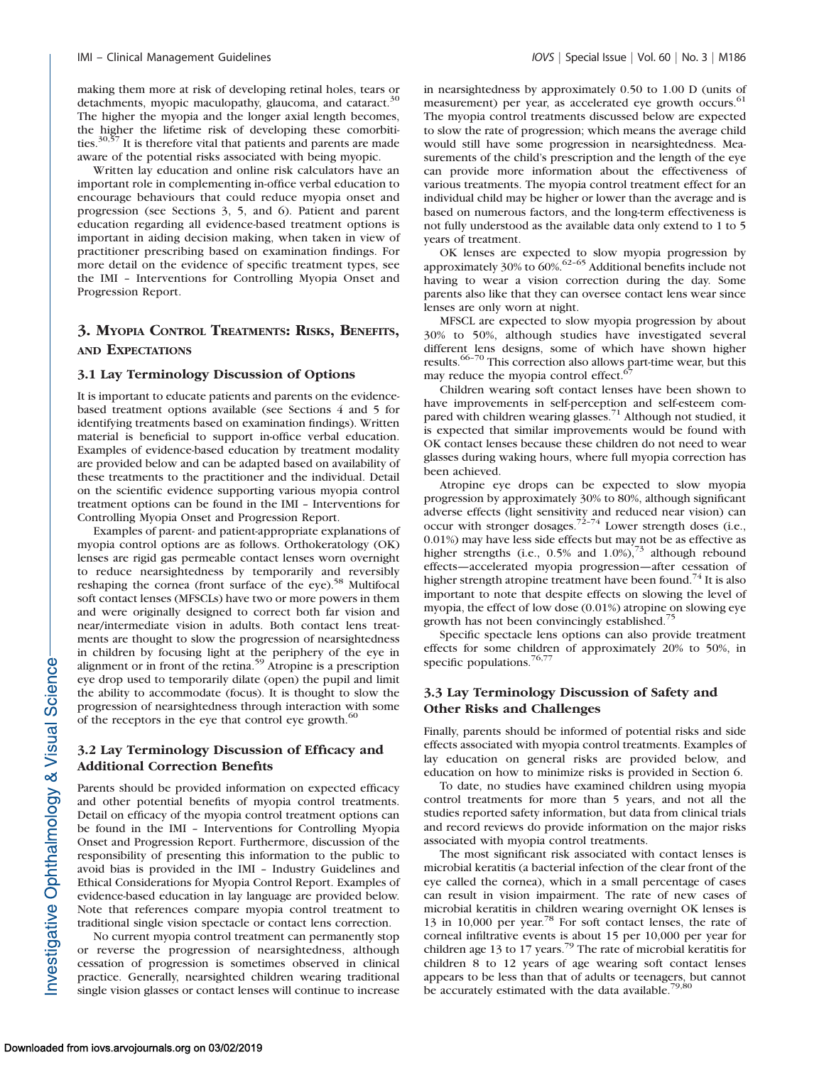making them more at risk of developing retinal holes, tears or detachments, myopic maculopathy, glaucoma, and cataract.[30] The higher the myopia and the longer axial length becomes, the higher the lifetime risk of developing these comorbitities.[30,57] It is therefore vital that patients and parents are made aware of the potential risks associated with being myopic.

Written lay education and online risk calculators have an important role in complementing in-office verbal education to encourage behaviours that could reduce myopia onset and progression (see Sections 3, 5, and 6). Patient and parent education regarding all evidence-based treatment options is important in aiding decision making, when taken in view of practitioner prescribing based on examination findings. For more detail on the evidence of specific treatment types, see the IMI – Interventions for Controlling Myopia Onset and Progression Report.

## 3. Myopia Control Treatments: Risks, Benefits, and Expectations

### 3.1 Lay Terminology Discussion of Options

It is important to educate patients and parents on the evidence-based treatment options available (see Sections 4 and 5 for identifying treatments based on examination findings). Written material is beneficial to support in-office verbal education. Examples of evidence-based education by treatment modality are provided below and can be adapted based on availability of these treatments to the practitioner and the individual. Detail on the scientific evidence supporting various myopia control treatment options can be found in the IMI – Interventions for Controlling Myopia Onset and Progression Report.

Examples of parent- and patient-appropriate explanations of myopia control options are as follows. Orthokeratology (OK) lenses are rigid gas permeable contact lenses worn overnight to reduce nearsightedness by temporarily and reversibly reshaping the cornea (front surface of the eye).[58] Multifocal soft contact lenses (MFSCLs) have two or more powers in them and were originally designed to correct both far vision and near/intermediate vision in adults. Both contact lens treatments are thought to slow the progression of nearsightedness in children by focusing light at the periphery of the eye in alignment or in front of the retina.[59] Atropine is a prescription eye drop used to temporarily dilate (open) the pupil and limit the ability to accommodate (focus). It is thought to slow the progression of nearsightedness through interaction with some of the receptors in the eye that control eye growth.[60]

### 3.2 Lay Terminology Discussion of Efficacy and Additional Correction Benefits

Parents should be provided information on expected efficacy and other potential benefits of myopia control treatments. Detail on efficacy of the myopia control treatment options can be found in the IMI – Interventions for Controlling Myopia Onset and Progression Report. Furthermore, discussion of the responsibility of presenting this information to the public to avoid bias is provided in the IMI – Industry Guidelines and Ethical Considerations for Myopia Control Report. Examples of evidence-based education in lay language are provided below. Note that references compare myopia control treatment to traditional single vision spectacle or contact lens correction.

No current myopia control treatment can permanently stop or reverse the progression of nearsightedness, although cessation of progression is sometimes observed in clinical practice. Generally, nearsighted children wearing traditional single vision glasses or contact lenses will continue to increase in nearsightedness by approximately 0.50 to 1.00 D (units of measurement) per year, as accelerated eye growth occurs.[61] The myopia control treatments discussed below are expected to slow the rate of progression; which means the average child would still have some progression in nearsightedness. Measurements of the child's prescription and the length of the eye can provide more information about the effectiveness of various treatments. The myopia control treatment effect for an individual child may be higher or lower than the average and is based on numerous factors, and the long-term effectiveness is not fully understood as the available data only extend to 1 to 5 years of treatment.

OK lenses are expected to slow myopia progression by approximately 30% to 60%.[62–65] Additional benefits include not having to wear a vision correction during the day. Some parents also like that they can oversee contact lens wear since lenses are only worn at night.

MFSCL are expected to slow myopia progression by about 30% to 50%, although studies have investigated several different lens designs, some of which have shown higher results.[66–70] This correction also allows part-time wear, but this may reduce the myopia control effect.[67]

Children wearing soft contact lenses have been shown to have improvements in self-perception and self-esteem compared with children wearing glasses.[71] Although not studied, it is expected that similar improvements would be found with OK contact lenses because these children do not need to wear glasses during waking hours, where full myopia correction has been achieved.

Atropine eye drops can be expected to slow myopia progression by approximately 30% to 80%, although significant adverse effects (light sensitivity and reduced near vision) can occur with stronger dosages.[72–74] Lower strength doses (i.e., 0.01%) may have less side effects but may not be as effective as higher strengths (i.e., 0.5% and 1.0%),[73] although rebound effects—accelerated myopia progression—after cessation of higher strength atropine treatment have been found.[74] It is also important to note that despite effects on slowing the level of myopia, the effect of low dose (0.01%) atropine on slowing eye growth has not been convincingly established.[75]

Specific spectacle lens options can also provide treatment effects for some children of approximately 20% to 50%, in specific populations.[76,77]

### 3.3 Lay Terminology Discussion of Safety and Other Risks and Challenges

Finally, parents should be informed of potential risks and side effects associated with myopia control treatments. Examples of lay education on general risks are provided below, and education on how to minimize risks is provided in Section 6.

To date, no studies have examined children using myopia control treatments for more than 5 years, and not all the studies reported safety information, but data from clinical trials and record reviews do provide information on the major risks associated with myopia control treatments.

The most significant risk associated with contact lenses is microbial keratitis (a bacterial infection of the clear front of the eye called the cornea), which in a small percentage of cases can result in vision impairment. The rate of new cases of microbial keratitis in children wearing overnight OK lenses is 13 in 10,000 per year.[78] For soft contact lenses, the rate of corneal infiltrative events is about 15 per 10,000 per year for children age 13 to 17 years.[79] The rate of microbial keratitis for children 8 to 12 years of age wearing soft contact lenses appears to be less than that of adults or teenagers, but cannot be accurately estimated with the data available.[79,80]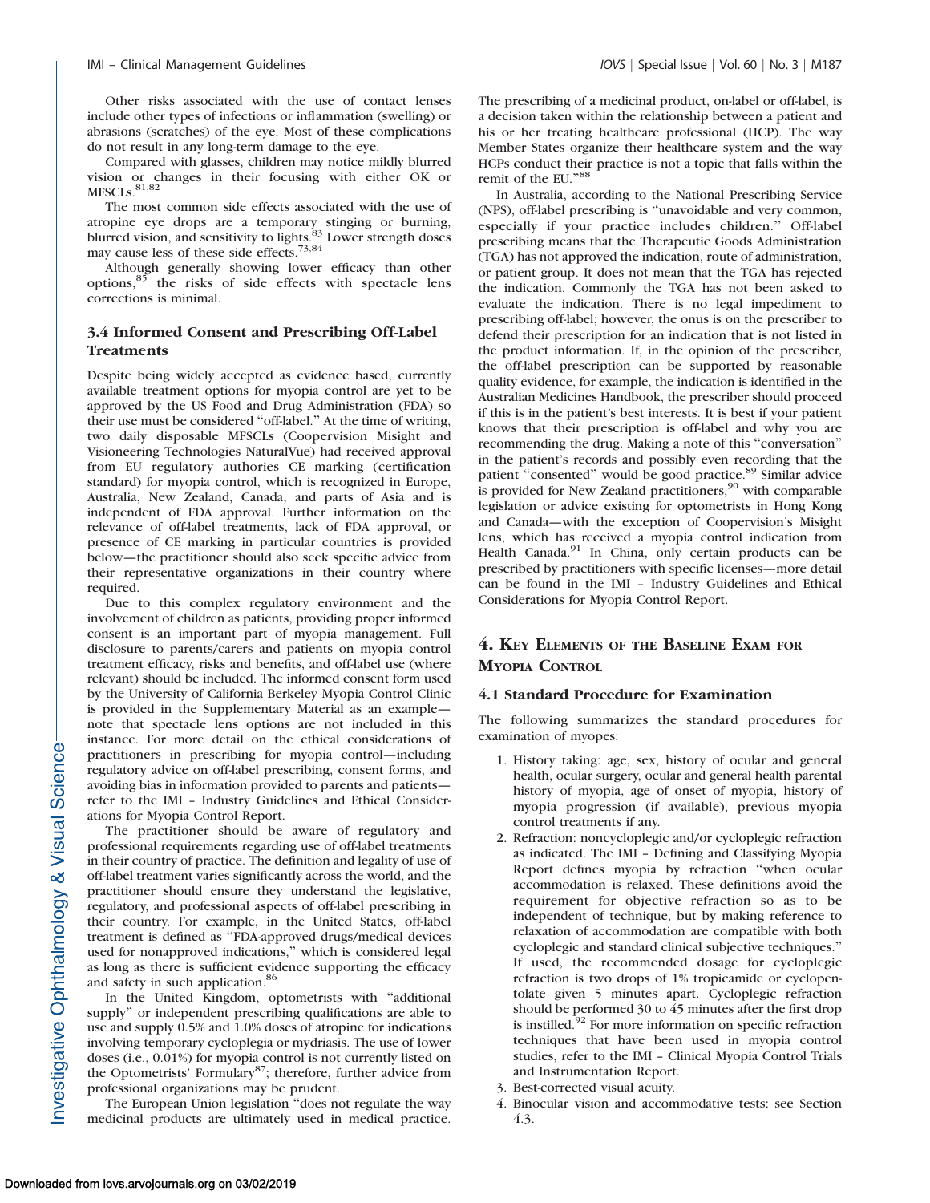Other risks associated with the use of contact lenses include other types of infections or inflammation (swelling) or abrasions (scratches) of the eye. Most of these complications do not result in any long-term damage to the eye.

Compared with glasses, children may notice mildly blurred vision or changes in their focusing with either OK or MFSCLs.[81,82]

The most common side effects associated with the use of atropine eye drops are a temporary stinging or burning, blurred vision, and sensitivity to lights.[83] Lower strength doses may cause less of these side effects.[73,84]

Although generally showing lower efficacy than other options,[85] the risks of side effects with spectacle lens corrections is minimal.

### 3.4 Informed Consent and Prescribing Off-Label Treatments

Despite being widely accepted as evidence based, currently available treatment options for myopia control are yet to be approved by the US Food and Drug Administration (FDA) so their use must be considered "off-label." At the time of writing, two daily disposable MFSCLs (Coopervision Misight and Visioneering Technologies NaturalVue) had received approval from EU regulatory authorities CE marking (certification standard) for myopia control, which is recognized in Europe, Australia, New Zealand, Canada, and parts of Asia and is independent of FDA approval. Further information on the relevance of off-label treatments, lack of FDA approval, or presence of CE marking in particular countries is provided below—the practitioner should also seek specific advice from their representative organizations in their country where required.

Due to this complex regulatory environment and the involvement of children as patients, providing proper informed consent is an important part of myopia management. Full disclosure to parents/carers and patients on myopia control treatment efficacy, risks and benefits, and off-label use (where relevant) should be included. The informed consent form used by the University of California Berkeley Myopia Control Clinic is provided in the Supplementary Material as an example—note that spectacle lens options are not included in this instance. For more detail on the ethical considerations of practitioners in prescribing for myopia control—including regulatory advice on off-label prescribing, consent forms, and avoiding bias in information provided to parents and patients—refer to the IMI – Industry Guidelines and Ethical Considerations for Myopia Control Report.

The practitioner should be aware of regulatory and professional requirements regarding use of off-label treatments in their country of practice. The definition and legality of use of off-label treatment varies significantly across the world, and the practitioner should ensure they understand the legislative, regulatory, and professional aspects of off-label prescribing in their country. For example, in the United States, off-label treatment is defined as "FDA-approved drugs/medical devices used for nonapproved indications," which is considered legal as long as there is sufficient evidence supporting the efficacy and safety in such application.[86]

In the United Kingdom, optometrists with "additional supply" or independent prescribing qualifications are able to use and supply 0.5% and 1.0% doses of atropine for indications involving temporary cycloplegia or mydriasis. The use of lower doses (i.e., 0.01%) for myopia control is not currently listed on the Optometrists' Formulary[87]; therefore, further advice from professional organizations may be prudent.

The European Union legislation "does not regulate the way medicinal products are ultimately used in medical practice. The prescribing of a medicinal product, on-label or off-label, is a decision taken within the relationship between a patient and his or her treating healthcare professional (HCP). The way Member States organize their healthcare system and the way HCPs conduct their practice is not a topic that falls within the remit of the EU."[88]

In Australia, according to the National Prescribing Service (NPS), off-label prescribing is "unavoidable and very common, especially if your practice includes children." Off-label prescribing means that the Therapeutic Goods Administration (TGA) has not approved the indication, route of administration, or patient group. It does not mean that the TGA has rejected the indication. Commonly the TGA has not been asked to evaluate the indication. There is no legal impediment to prescribing off-label; however, the onus is on the prescriber to defend their prescription for an indication that is not listed in the product information. If, in the opinion of the prescriber, the off-label prescription can be supported by reasonable quality evidence, for example, the indication is identified in the Australian Medicines Handbook, the prescriber should proceed if this is in the patient's best interests. It is best if your patient knows that their prescription is off-label and why you are recommending the drug. Making a note of this "conversation" in the patient's records and possibly even recording that the patient "consented" would be good practice.[89] Similar advice is provided for New Zealand practitioners,[90] with comparable legislation or advice existing for optometrists in Hong Kong and Canada—with the exception of Coopervision's Misight lens, which has received a myopia control indication from Health Canada.[91] In China, only certain products can be prescribed by practitioners with specific licenses—more detail can be found in the IMI – Industry Guidelines and Ethical Considerations for Myopia Control Report.

## 4. Key Elements of the Baseline Exam for Myopia Control

### 4.1 Standard Procedure for Examination

The following summarizes the standard procedures for examination of myopes:

1. History taking: age, sex, history of ocular and general health, ocular surgery, ocular and general health parental history of myopia, age of onset of myopia, history of myopia progression (if available), previous myopia control treatments if any.
2. Refraction: noncycloplegic and/or cycloplegic refraction as indicated. The IMI – Defining and Classifying Myopia Report defines myopia by refraction "when ocular accommodation is relaxed. These definitions avoid the requirement for objective refraction so as to be independent of technique, but by making reference to relaxation of accommodation are compatible with both cycloplegic and standard clinical subjective techniques." If used, the recommended dosage for cycloplegic refraction is two drops of 1% tropicamide or cyclopentolate given 5 minutes apart. Cycloplegic refraction should be performed 30 to 45 minutes after the first drop is instilled.[92] For more information on specific refraction techniques that have been used in myopia control studies, refer to the IMI – Clinical Myopia Control Trials and Instrumentation Report.
3. Best-corrected visual acuity.
4. Binocular vision and accommodative tests: see Section 4.3.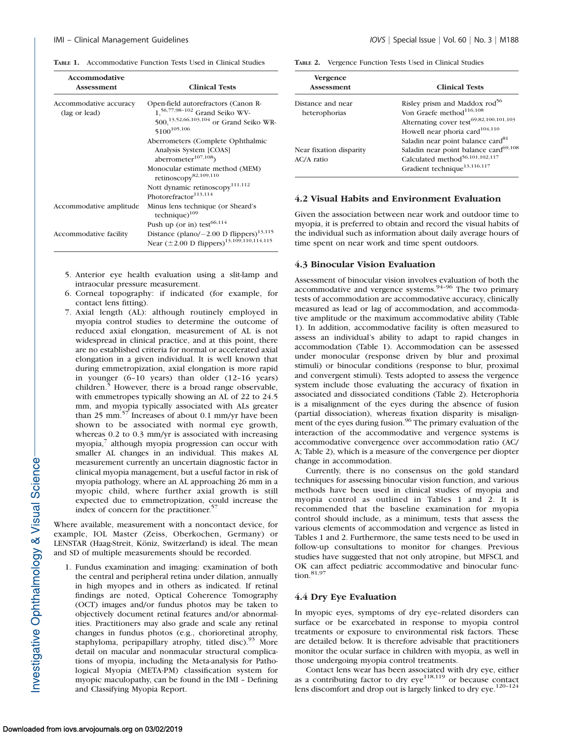**TABLE 1.** Accommodative Function Tests Used in Clinical Studies

| Accommodative Assessment | Clinical Tests |
|---|---|
| Accommodative accuracy (lag or lead) | Open-field autorefractors (Canon R-1,[56,77,98–102] Grand Seiko WV-500,[13,52,66,103,104] or Grand Seiko WR-5100[105,106] |
| | Aberrometers (Complete Ophthalmic Analysis System [COAS] aberrometer[107,108]) |
| | Monocular estimate method (MEM) retinoscopy[82,109,110] |
| | Nott dynamic retinoscopy[111,112] |
| | Photorefractor[113,114] |
| Accommodative amplitude | Minus lens technique (or Sheard's technique)[109] |
| | Push up (or in) test[66,114] |
| Accommodative facility | Distance (plano/−2.00 D flippers)[13,115] |
| | Near (±2.00 D flippers)[13,109,110,114,115] |

5. Anterior eye health evaluation using a slit-lamp and intraocular pressure measurement.
6. Corneal topography: if indicated (for example, for contact lens fitting).
7. Axial length (AL): although routinely employed in myopia control studies to determine the outcome of reduced axial elongation, measurement of AL is not widespread in clinical practice, and at this point, there are no established criteria for normal or accelerated axial elongation in a given individual. It is well known that during emmetropization, axial elongation is more rapid in younger (6–10 years) than older (12–16 years) children.[5] However, there is a broad range observable, with emmetropes typically showing an AL of 22 to 24.5 mm, and myopia typically associated with ALs greater than 25 mm.[57] Increases of about 0.1 mm/yr have been shown to be associated with normal eye growth, whereas 0.2 to 0.3 mm/yr is associated with increasing myopia,[7] although myopia progression can occur with smaller AL changes in an individual. This makes AL measurement currently an uncertain diagnostic factor in clinical myopia management, but a useful factor in risk of myopia pathology, where an AL approaching 26 mm in a myopic child, where further axial growth is still expected due to emmetropization, could increase the index of concern for the practitioner.[57]

Where available, measurement with a noncontact device, for example, IOL Master (Zeiss, Oberkochen, Germany) or LENSTAR (Haag-Streit, Köniz, Switzerland) is ideal. The mean and SD of multiple measurements should be recorded.

1. Fundus examination and imaging: examination of both the central and peripheral retina under dilation, annually in high myopes and in others as indicated. If retinal findings are noted, Optical Coherence Tomography (OCT) images and/or fundus photos may be taken to objectively document retinal features and/or abnormalities. Practitioners may also grade and scale any retinal changes in fundus photos (e.g., chorioretinal atrophy, staphyloma, peripapillary atrophy, titled disc).[93] More detail on macular and nonmacular structural complications of myopia, including the Meta-analysis for Pathological Myopia (META-PM) classification system for myopic maculopathy, can be found in the IMI – Defining and Classifying Myopia Report.

**TABLE 2.** Vergence Function Tests Used in Clinical Studies

| Vergence Assessment | Clinical Tests |
|---|---|
| Distance and near heterophorias | Risley prism and Maddox rod[56] |
| | Von Graefe method[116,108] |
| | Alternating cover test[69,82,100,101,103] |
| | Howell near phoria card[104,110] |
| | Saladin near point balance card[81] |
| Near fixation disparity | Saladin near point balance card[69,108] |
| AC/A ratio | Calculated method[56,101,102,117] |
| | Gradient technique[13,116,117] |

### 4.2 Visual Habits and Environment Evaluation

Given the association between near work and outdoor time to myopia, it is preferred to obtain and record the visual habits of the individual such as information about daily average hours of time spent on near work and time spent outdoors.

### 4.3 Binocular Vision Evaluation

Assessment of binocular vision involves evaluation of both the accommodative and vergence systems.[94–96] The two primary tests of accommodation are accommodative accuracy, clinically measured as lead or lag of accommodation, and accommodative amplitude or the maximum accommodative ability (Table 1). In addition, accommodative facility is often measured to assess an individual's ability to adapt to rapid changes in accommodation (Table 1). Accommodation can be assessed under monocular (response driven by blur and proximal stimuli) or binocular conditions (response to blur, proximal and convergent stimuli). Tests adopted to assess the vergence system include those evaluating the accuracy of fixation in associated and dissociated conditions (Table 2). Heterophoria is a misalignment of the eyes during the absence of fusion (partial dissociation), whereas fixation disparity is misalignment of the eyes during fusion.[96] The primary evaluation of the interaction of the accommodative and vergence systems is accommodative convergence over accommodation ratio (AC/A; Table 2), which is a measure of the convergence per diopter change in accommodation.

Currently, there is no consensus on the gold standard techniques for assessing binocular vision function, and various methods have been used in clinical studies of myopia and myopia control as outlined in Tables 1 and 2. It is recommended that the baseline examination for myopia control should include, as a minimum, tests that assess the various elements of accommodation and vergence as listed in Tables 1 and 2. Furthermore, the same tests need to be used in follow-up consultations to monitor for changes. Previous studies have suggested that not only atropine, but MFSCL and OK can affect pediatric accommodative and binocular function.[81,97]

### 4.4 Dry Eye Evaluation

In myopic eyes, symptoms of dry eye–related disorders can surface or be exacerbated in response to myopia control treatments or exposure to environmental risk factors. These are detailed below. It is therefore advisable that practitioners monitor the ocular surface in children with myopia, as well in those undergoing myopia control treatments.

Contact lens wear has been associated with dry eye, either as a contributing factor to dry eye[118,119] or because contact lens discomfort and drop out is largely linked to dry eye.[120–124]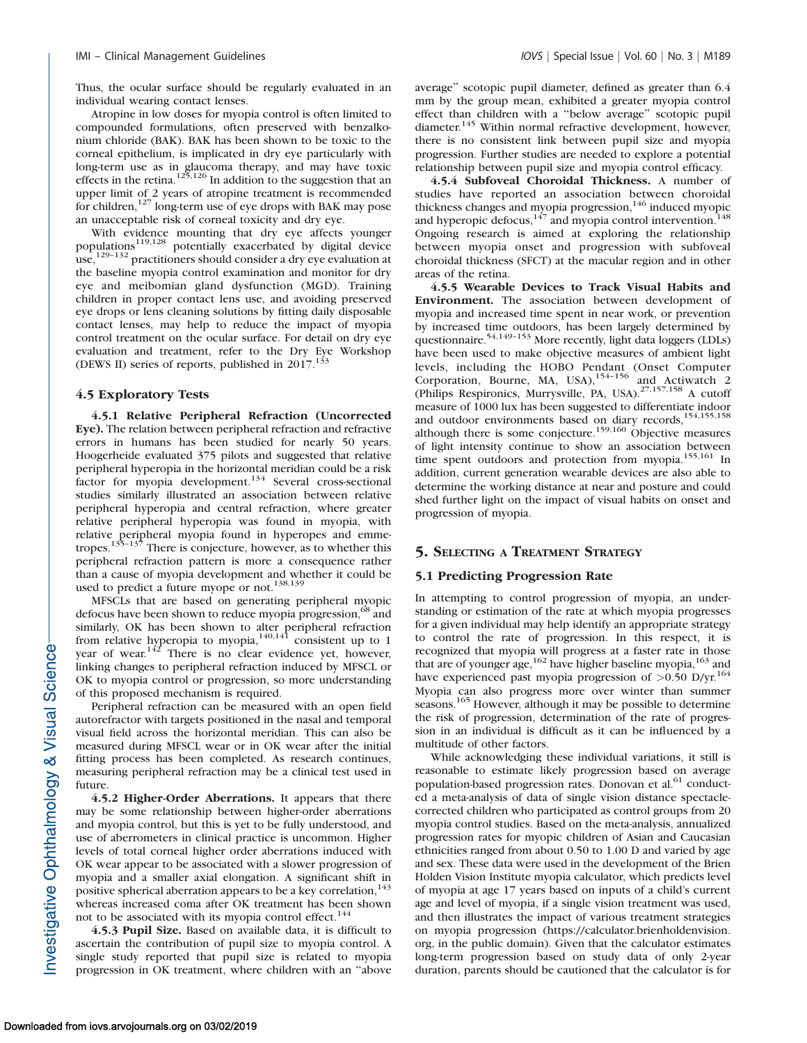Thus, the ocular surface should be regularly evaluated in an individual wearing contact lenses.

Atropine in low doses for myopia control is often limited to compounded formulations, often preserved with benzalkonium chloride (BAK). BAK has been shown to be toxic to the corneal epithelium, is implicated in dry eye particularly with long-term use as in glaucoma therapy, and may have toxic effects in the retina.[125,126] In addition to the suggestion that an upper limit of 2 years of atropine treatment is recommended for children,[127] long-term use of eye drops with BAK may pose an unacceptable risk of corneal toxicity and dry eye.

With evidence mounting that dry eye affects younger populations[119,128] potentially exacerbated by digital device use,[129–132] practitioners should consider a dry eye evaluation at the baseline myopia control examination and monitor for dry eye and meibomian gland dysfunction (MGD). Training children in proper contact lens use, and avoiding preserved eye drops or lens cleaning solutions by fitting daily disposable contact lenses, may help to reduce the impact of myopia control treatment on the ocular surface. For detail on dry eye evaluation and treatment, refer to the Dry Eye Workshop (DEWS II) series of reports, published in 2017.[133]

### 4.5 Exploratory Tests

**4.5.1 Relative Peripheral Refraction (Uncorrected Eye).** The relation between peripheral refraction and refractive errors in humans has been studied for nearly 50 years. Hoogerheide evaluated 375 pilots and suggested that relative peripheral hyperopia in the horizontal meridian could be a risk factor for myopia development.[134] Several cross-sectional studies similarly illustrated an association between relative peripheral hyperopia and central refraction, where greater relative peripheral hyperopia was found in myopia, with relative peripheral myopia found in hyperopes and emmetropes.[135–137] There is conjecture, however, as to whether this peripheral refraction pattern is more a consequence rather than a cause of myopia development and whether it could be used to predict a future myope or not.[138,139]

MFSCLs that are based on generating peripheral myopic defocus have been shown to reduce myopia progression,[68] and similarly, OK has been shown to alter peripheral refraction from relative hyperopia to myopia,[140,141] consistent up to 1 year of wear.[142] There is no clear evidence yet, however, linking changes to peripheral refraction induced by MFSCL or OK to myopia control or progression, so more understanding of this proposed mechanism is required.

Peripheral refraction can be measured with an open field autorefractor with targets positioned in the nasal and temporal visual field across the horizontal meridian. This can also be measured during MFSCL wear or in OK wear after the initial fitting process has been completed. As research continues, measuring peripheral refraction may be a clinical test used in future.

**4.5.2 Higher-Order Aberrations.** It appears that there may be some relationship between higher-order aberrations and myopia control, but this is yet to be fully understood, and use of aberrometers in clinical practice is uncommon. Higher levels of total corneal higher order aberrations induced with OK wear appear to be associated with a slower progression of myopia and a smaller axial elongation. A significant shift in positive spherical aberration appears to be a key correlation,[143] whereas increased coma after OK treatment has been shown not to be associated with its myopia control effect.[144]

**4.5.3 Pupil Size.** Based on available data, it is difficult to ascertain the contribution of pupil size to myopia control. A single study reported that pupil size is related to myopia progression in OK treatment, where children with an "above average" scotopic pupil diameter, defined as greater than 6.4 mm by the group mean, exhibited a greater myopia control effect than children with a "below average" scotopic pupil diameter.[145] Within normal refractive development, however, there is no consistent link between pupil size and myopia progression. Further studies are needed to explore a potential relationship between pupil size and myopia control efficacy.

**4.5.4 Subfoveal Choroidal Thickness.** A number of studies have reported an association between choroidal thickness changes and myopia progression,[146] induced myopic and hyperopic defocus,[147] and myopia control intervention.[148] Ongoing research is aimed at exploring the relationship between myopia onset and progression with subfoveal choroidal thickness (SFCT) at the macular region and in other areas of the retina.

**4.5.5 Wearable Devices to Track Visual Habits and Environment.** The association between development of myopia and increased time spent in near work, or prevention by increased time outdoors, has been largely determined by questionnaire.[54,149–153] More recently, light data loggers (LDLs) have been used to make objective measures of ambient light levels, including the HOBO Pendant (Onset Computer Corporation, Bourne, MA, USA),[154–156] and Actiwatch 2 (Philips Respironics, Murrysville, PA, USA).[27,157,158] A cutoff measure of 1000 lux has been suggested to differentiate indoor and outdoor environments based on diary records,[154,155,158] although there is some conjecture.[159,160] Objective measures of light intensity continue to show an association between time spent outdoors and protection from myopia.[155,161] In addition, current generation wearable devices are also able to determine the working distance at near and posture and could shed further light on the impact of visual habits on onset and progression of myopia.

## 5. Selecting a Treatment Strategy

### 5.1 Predicting Progression Rate

In attempting to control progression of myopia, an understanding or estimation of the rate at which myopia progresses for a given individual may help identify an appropriate strategy to control the rate of progression. In this respect, it is recognized that myopia will progress at a faster rate in those that are of younger age,[162] have higher baseline myopia,[163] and have experienced past myopia progression of >0.50 D/yr.[164] Myopia can also progress more over winter than summer seasons.[165] However, although it may be possible to determine the risk of progression, determination of the rate of progression in an individual is difficult as it can be influenced by a multitude of other factors.

While acknowledging these individual variations, it still is reasonable to estimate likely progression based on average population-based progression rates. Donovan et al.[61] conducted a meta-analysis of data of single vision distance spectacle-corrected children who participated as control groups from 20 myopia control studies. Based on the meta-analysis, annualized progression rates for myopic children of Asian and Caucasian ethnicities ranged from about 0.50 to 1.00 D and varied by age and sex. These data were used in the development of the Brien Holden Vision Institute myopia calculator, which predicts level of myopia at age 17 years based on inputs of a child's current age and level of myopia, if a single vision treatment was used, and then illustrates the impact of various treatment strategies on myopia progression (https://calculator.brienholdenvision.org, in the public domain). Given that the calculator estimates long-term progression based on study data of only 2-year duration, parents should be cautioned that the calculator is for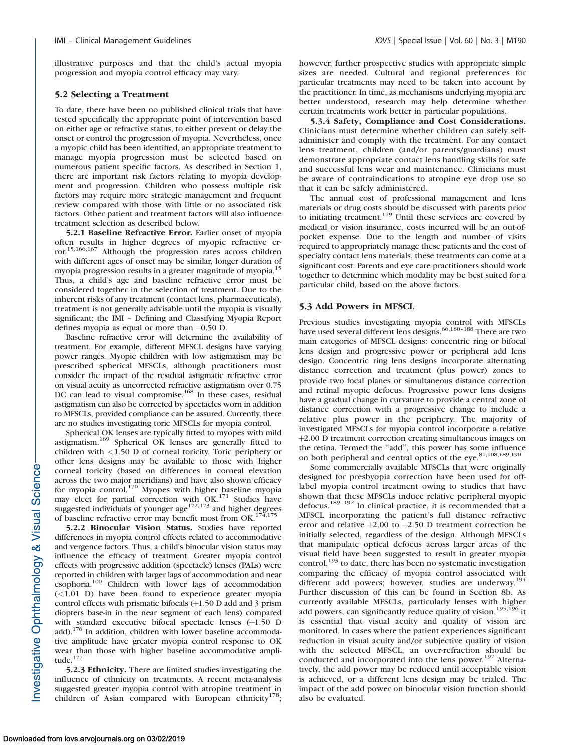illustrative purposes and that the child's actual myopia progression and myopia control efficacy may vary.

### 5.2 Selecting a Treatment

To date, there have been no published clinical trials that have tested specifically the appropriate point of intervention based on either age or refractive status, to either prevent or delay the onset or control the progression of myopia. Nevertheless, once a myopic child has been identified, an appropriate treatment to manage myopia progression must be selected based on numerous patient specific factors. As described in Section 1, there are important risk factors relating to myopia development and progression. Children who possess multiple risk factors may require more strategic management and frequent review compared with those with little or no associated risk factors. Other patient and treatment factors will also influence treatment selection as described below.

**5.2.1 Baseline Refractive Error.** Earlier onset of myopia often results in higher degrees of myopic refractive error.[15,166,167] Although the progression rates across children with different ages of onset may be similar, longer duration of myopia progression results in a greater magnitude of myopia.[15] Thus, a child's age and baseline refractive error must be considered together in the selection of treatment. Due to the inherent risks of any treatment (contact lens, pharmaceuticals), treatment is not generally advisable until the myopia is visually significant; the IMI – Defining and Classifying Myopia Report defines myopia as equal or more than −0.50 D.

Baseline refractive error will determine the availability of treatment. For example, different MFSCL designs have varying power ranges. Myopic children with low astigmatism may be prescribed spherical MFSCLs, although practitioners must consider the impact of the residual astigmatic refractive error on visual acuity as uncorrected refractive astigmatism over 0.75 DC can lead to visual compromise.[168] In these cases, residual astigmatism can also be corrected by spectacles worn in addition to MFSCLs, provided compliance can be assured. Currently, there are no studies investigating toric MFSCLs for myopia control.

Spherical OK lenses are typically fitted to myopes with mild astigmatism.[169] Spherical OK lenses are generally fitted to children with <1.50 D of corneal toricity. Toric periphery or other lens designs may be available to those with higher corneal toricity (based on differences in corneal elevation across the two major meridians) and have also shown efficacy for myopia control.[170] Myopes with higher baseline myopia may elect for partial correction with OK.[171] Studies have suggested individuals of younger age[172,173] and higher degrees of baseline refractive error may benefit most from OK.[174,175]

**5.2.2 Binocular Vision Status.** Studies have reported differences in myopia control effects related to accommodative and vergence factors. Thus, a child's binocular vision status may influence the efficacy of treatment. Greater myopia control effects with progressive addition (spectacle) lenses (PALs) were reported in children with larger lags of accommodation and near esophoria.[100] Children with lower lags of accommodation (<1.01 D) have been found to experience greater myopia control effects with prismatic bifocals (+1.50 D add and 3 prism diopters base-in in the near segment of each lens) compared with standard executive bifocal spectacle lenses (+1.50 D add).[176] In addition, children with lower baseline accommodative amplitude have greater myopia control response to OK wear than those with higher baseline accommodative amplitude.[177]

**5.2.3 Ethnicity.** There are limited studies investigating the influence of ethnicity on treatments. A recent meta-analysis suggested greater myopia control with atropine treatment in children of Asian compared with European ethnicity[178]; however, further prospective studies with appropriate simple sizes are needed. Cultural and regional preferences for particular treatments may need to be taken into account by the practitioner. In time, as mechanisms underlying myopia are better understood, research may help determine whether certain treatments work better in particular populations.

**5.3.4 Safety, Compliance and Cost Considerations.** Clinicians must determine whether children can safely self-administer and comply with the treatment. For any contact lens treatment, children (and/or parents/guardians) must demonstrate appropriate contact lens handling skills for safe and successful lens wear and maintenance. Clinicians must be aware of contraindications to atropine eye drop use so that it can be safely administered.

The annual cost of professional management and lens materials or drug costs should be discussed with parents prior to initiating treatment.[179] Until these services are covered by medical or vision insurance, costs incurred will be an out-of-pocket expense. Due to the length and number of visits required to appropriately manage these patients and the cost of specialty contact lens materials, these treatments can come at a significant cost. Parents and eye care practitioners should work together to determine which modality may be best suited for a particular child, based on the above factors.

### 5.3 Add Powers in MFSCL

Previous studies investigating myopia control with MFSCLs have used several different lens designs.[66,180–188] There are two main categories of MFSCL designs: concentric ring or bifocal lens design and progressive power or peripheral add lens design. Concentric ring lens designs incorporate alternating distance correction and treatment (plus power) zones to provide two focal planes or simultaneous distance correction and retinal myopic defocus. Progressive power lens designs have a gradual change in curvature to provide a central zone of distance correction with a progressive change to include a relative plus power in the periphery. The majority of investigated MFSCLs for myopia control incorporate a relative +2.00 D treatment correction creating simultaneous images on the retina. Termed the "add", this power has some influence on both peripheral and central optics of the eye.[81,108,189,190]

Some commercially available MFSCLs that were originally designed for presbyopia correction have been used for off-label myopia control treatment owing to studies that have shown that these MFSCLs induce relative peripheral myopic defocus.[189–192] In clinical practice, it is recommended that a MFSCL incorporating the patient's full distance refractive error and relative +2.00 to +2.50 D treatment correction be initially selected, regardless of the design. Although MFSCLs that manipulate optical defocus across larger areas of the visual field have been suggested to result in greater myopia control,[193] to date, there has been no systematic investigation comparing the efficacy of myopia control associated with different add powers; however, studies are underway.[194] Further discussion of this can be found in Section 8b. As currently available MFSCLs, particularly lenses with higher add powers, can significantly reduce quality of vision,[195,196] it is essential that visual acuity and quality of vision are monitored. In cases where the patient experiences significant reduction in visual acuity and/or subjective quality of vision with the selected MFSCL, an over-refraction should be conducted and incorporated into the lens power.[197] Alternatively, the add power may be reduced until acceptable vision is achieved, or a different lens design may be trialed. The impact of the add power on binocular vision function should also be evaluated.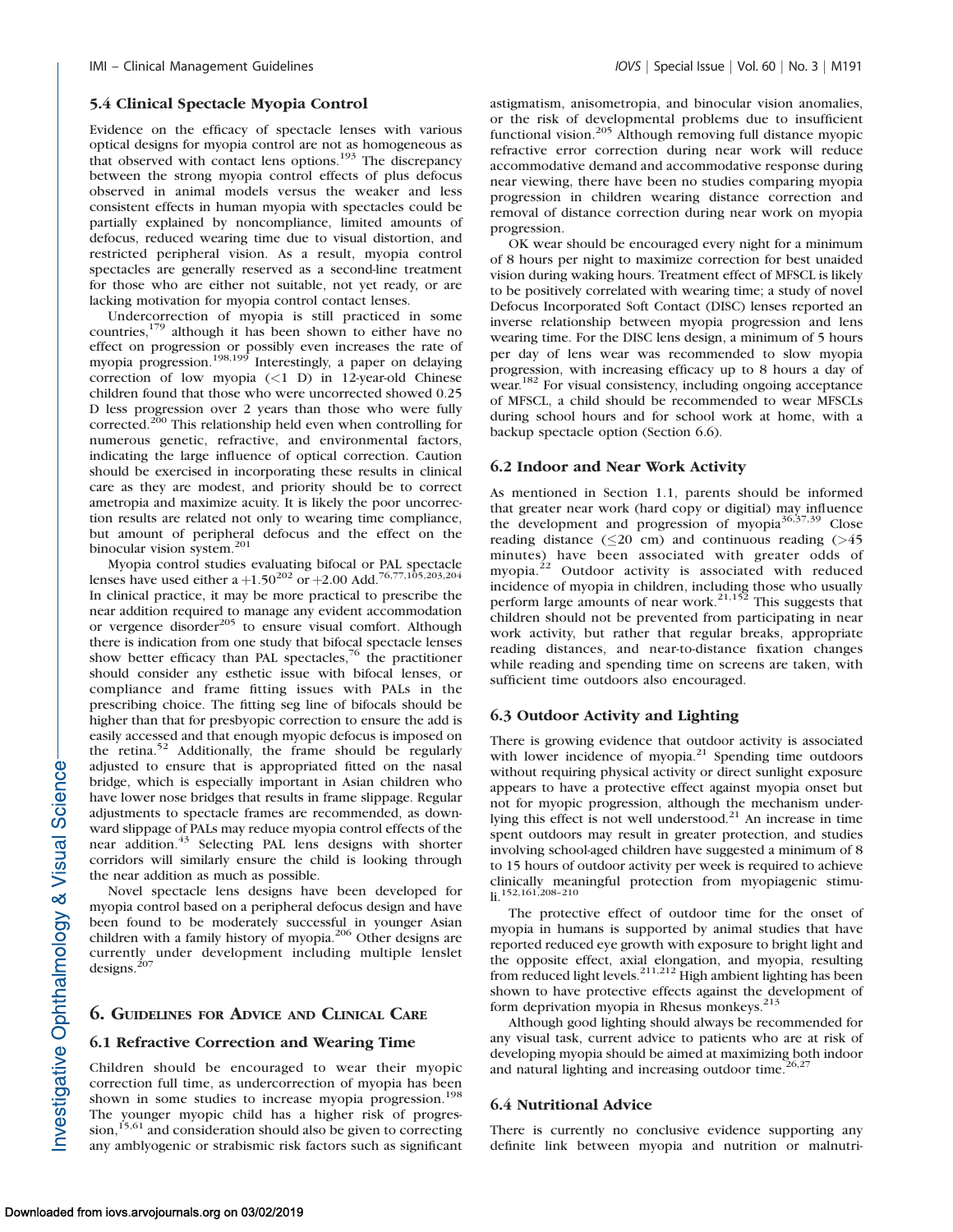### 5.4 Clinical Spectacle Myopia Control

Evidence on the efficacy of spectacle lenses with various optical designs for myopia control are not as homogeneous as that observed with contact lens options.[193] The discrepancy between the strong myopia control effects of plus defocus observed in animal models versus the weaker and less consistent effects in human myopia with spectacles could be partially explained by noncompliance, limited amounts of defocus, reduced wearing time due to visual distortion, and restricted peripheral vision. As a result, myopia control spectacles are generally reserved as a second-line treatment for those who are either not suitable, not yet ready, or are lacking motivation for myopia control contact lenses.

Undercorrection of myopia is still practiced in some countries,[179] although it has been shown to either have no effect on progression or possibly even increases the rate of myopia progression.[198,199] Interestingly, a paper on delaying correction of low myopia (<1 D) in 12-year-old Chinese children found that those who were uncorrected showed 0.25 D less progression over 2 years than those who were fully corrected.[200] This relationship held even when controlling for numerous genetic, refractive, and environmental factors, indicating the large influence of optical correction. Caution should be exercised in incorporating these results in clinical care as they are modest, and priority should be to correct ametropia and maximize acuity. It is likely the poor uncorrection results are related not only to wearing time compliance, but amount of peripheral defocus and the effect on the binocular vision system.[201]

Myopia control studies evaluating bifocal or PAL spectacle lenses have used either a +1.50[202] or +2.00 Add.[76,77,105,203,204] In clinical practice, it may be more practical to prescribe the near addition required to manage any evident accommodation or vergence disorder[205] to ensure visual comfort. Although there is indication from one study that bifocal spectacle lenses show better efficacy than PAL spectacles,[76] the practitioner should consider any esthetic issue with bifocal lenses, or compliance and frame fitting issues with PALs in the prescribing choice. The fitting seg line of bifocals should be higher than that for presbyopic correction to ensure the add is easily accessed and that enough myopic defocus is imposed on the retina.[52] Additionally, the frame should be regularly adjusted to ensure that is appropriated fitted on the nasal bridge, which is especially important in Asian children who have lower nose bridges that results in frame slippage. Regular adjustments to spectacle frames are recommended, as downward slippage of PALs may reduce myopia control effects of the near addition.[43] Selecting PAL lens designs with shorter corridors will similarly ensure the child is looking through the near addition as much as possible.

Novel spectacle lens designs have been developed for myopia control based on a peripheral defocus design and have been found to be moderately successful in younger Asian children with a family history of myopia.[206] Other designs are currently under development including multiple lenslet designs.[207]

## 6. Guidelines for Advice and Clinical Care

### 6.1 Refractive Correction and Wearing Time

Children should be encouraged to wear their myopic correction full time, as undercorrection of myopia has been shown in some studies to increase myopia progression.[198] The younger myopic child has a higher risk of progression,[15,61] and consideration should also be given to correcting any amblyogenic or strabismic risk factors such as significant astigmatism, anisometropia, and binocular vision anomalies, or the risk of developmental problems due to insufficient functional vision.[205] Although removing full distance myopic refractive error correction during near work will reduce accommodative demand and accommodative response during near viewing, there have been no studies comparing myopia progression in children wearing distance correction and removal of distance correction during near work on myopia progression.

OK wear should be encouraged every night for a minimum of 8 hours per night to maximize correction for best unaided vision during waking hours. Treatment effect of MFSCL is likely to be positively correlated with wearing time; a study of novel Defocus Incorporated Soft Contact (DISC) lenses reported an inverse relationship between myopia progression and lens wearing time. For the DISC lens design, a minimum of 5 hours per day of lens wear was recommended to slow myopia progression, with increasing efficacy up to 8 hours a day of wear.[182] For visual consistency, including ongoing acceptance of MFSCL, a child should be recommended to wear MFSCLs during school hours and for school work at home, with a backup spectacle option (Section 6.6).

### 6.2 Indoor and Near Work Activity

As mentioned in Section 1.1, parents should be informed that greater near work (hard copy or digitial) may influence the development and progression of myopia[36,37,39] Close reading distance (≤20 cm) and continuous reading (>45 minutes) have been associated with greater odds of myopia.[22] Outdoor activity is associated with reduced incidence of myopia in children, including those who usually perform large amounts of near work.[21,152] This suggests that children should not be prevented from participating in near work activity, but rather that regular breaks, appropriate reading distances, and near-to-distance fixation changes while reading and spending time on screens are taken, with sufficient time outdoors also encouraged.

### 6.3 Outdoor Activity and Lighting

There is growing evidence that outdoor activity is associated with lower incidence of myopia.[21] Spending time outdoors without requiring physical activity or direct sunlight exposure appears to have a protective effect against myopia onset but not for myopic progression, although the mechanism underlying this effect is not well understood.[21] An increase in time spent outdoors may result in greater protection, and studies involving school-aged children have suggested a minimum of 8 to 15 hours of outdoor activity per week is required to achieve clinically meaningful protection from myopiagenic stimuli.[152,161,208–210]

The protective effect of outdoor time for the onset of myopia in humans is supported by animal studies that have reported reduced eye growth with exposure to bright light and the opposite effect, axial elongation, and myopia, resulting from reduced light levels.[211,212] High ambient lighting has been shown to have protective effects against the development of form deprivation myopia in Rhesus monkeys.[213]

Although good lighting should always be recommended for any visual task, current advice to patients who are at risk of developing myopia should be aimed at maximizing both indoor and natural lighting and increasing outdoor time.[26,27]

### 6.4 Nutritional Advice

There is currently no conclusive evidence supporting any definite link between myopia and nutrition or malnutri-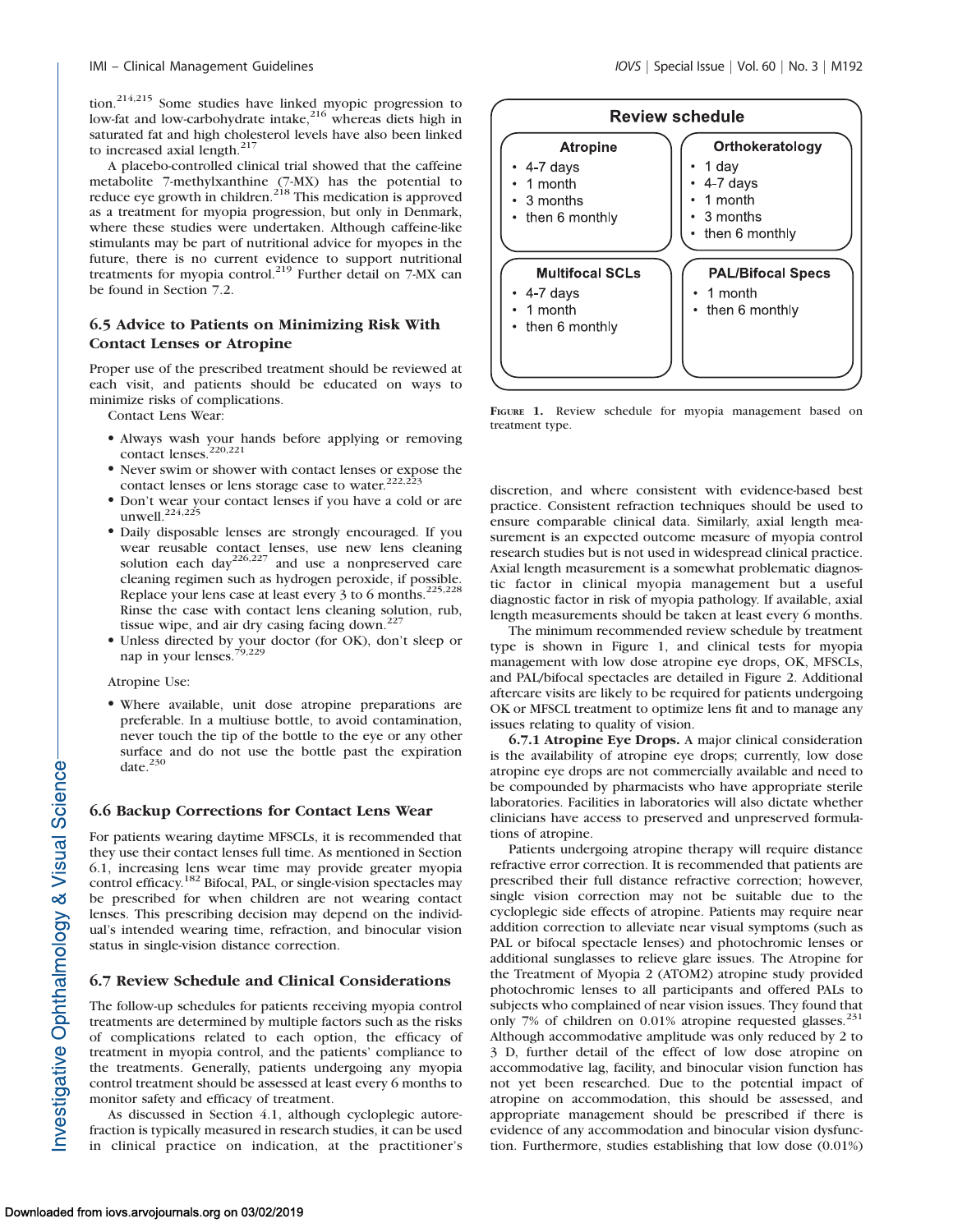tion.[214,215] Some studies have linked myopic progression to low-fat and low-carbohydrate intake,[216] whereas diets high in saturated fat and high cholesterol levels have also been linked to increased axial length.[217]

A placebo-controlled clinical trial showed that the caffeine metabolite 7-methylxanthine (7-MX) has the potential to reduce eye growth in children.[218] This medication is approved as a treatment for myopia progression, but only in Denmark, where these studies were undertaken. Although caffeine-like stimulants may be part of nutritional advice for myopes in the future, there is no current evidence to support nutritional treatments for myopia control.[219] Further detail on 7-MX can be found in Section 7.2.

### 6.5 Advice to Patients on Minimizing Risk With Contact Lenses or Atropine

Proper use of the prescribed treatment should be reviewed at each visit, and patients should be educated on ways to minimize risks of complications.

Contact Lens Wear:

- Always wash your hands before applying or removing contact lenses.[220,221]
- Never swim or shower with contact lenses or expose the contact lenses or lens storage case to water.[222,223]
- Don't wear your contact lenses if you have a cold or are unwell.[224,225]
- Daily disposable lenses are strongly encouraged. If you wear reusable contact lenses, use new lens cleaning solution each day[226,227] and use a nonpreserved care cleaning regimen such as hydrogen peroxide, if possible. Replace your lens case at least every 3 to 6 months.[225,228] Rinse the case with contact lens cleaning solution, rub, tissue wipe, and air dry casing facing down.[227]
- Unless directed by your doctor (for OK), don't sleep or nap in your lenses.[79,229]

Atropine Use:

- Where available, unit dose atropine preparations are preferable. In a multiuse bottle, to avoid contamination, never touch the tip of the bottle to the eye or any other surface and do not use the bottle past the expiration date.[230]

### 6.6 Backup Corrections for Contact Lens Wear

For patients wearing daytime MFSCLs, it is recommended that they use their contact lenses full time. As mentioned in Section 6.1, increasing lens wear time may provide greater myopia control efficacy.[182] Bifocal, PAL, or single-vision spectacles may be prescribed for when children are not wearing contact lenses. This prescribing decision may depend on the individual's intended wearing time, refraction, and binocular vision status in single-vision distance correction.

### 6.7 Review Schedule and Clinical Considerations

The follow-up schedules for patients receiving myopia control treatments are determined by multiple factors such as the risks of complications related to each option, the efficacy of treatment in myopia control, and the patients' compliance to the treatments. Generally, patients undergoing any myopia control treatment should be assessed at least every 6 months to monitor safety and efficacy of treatment.

As discussed in Section 4.1, although cycloplegic autorefraction is typically measured in research studies, it can be used in clinical practice on indication, at the practitioner's discretion, and where consistent with evidence-based best practice. Consistent refraction techniques should be used to ensure comparable clinical data. Similarly, axial length measurement is an expected outcome measure of myopia control research studies but is not used in widespread clinical practice. Axial length measurement is a somewhat problematic diagnostic factor in clinical myopia management but a useful diagnostic factor in risk of myopia pathology. If available, axial length measurements should be taken at least every 6 months.

The minimum recommended review schedule by treatment type is shown in Figure 1, and clinical tests for myopia management with low dose atropine eye drops, OK, MFSCLs, and PAL/bifocal spectacles are detailed in Figure 2. Additional aftercare visits are likely to be required for patients undergoing OK or MFSCL treatment to optimize lens fit and to manage any issues relating to quality of vision.

**Review schedule**

| Atropine | Orthokeratology | Multifocal SCLs | PAL/Bifocal Specs |
|---|---|---|---|
| • 4-7 days | • 1 day | • 4-7 days | • 1 month |
| • 1 month | • 4-7 days | • 1 month | • then 6 monthly |
| • 3 months | • 1 month | • then 6 monthly | |
| • then 6 monthly | • 3 months | | |
| | • then 6 monthly | | |

FIGURE 1. Review schedule for myopia management based on treatment type.

**6.7.1 Atropine Eye Drops.** A major clinical consideration is the availability of atropine eye drops; currently, low dose atropine eye drops are not commercially available and need to be compounded by pharmacists who have appropriate sterile laboratories. Facilities in laboratories will also dictate whether clinicians have access to preserved and unpreserved formulations of atropine.

Patients undergoing atropine therapy will require distance refractive error correction. It is recommended that patients are prescribed their full distance refractive correction; however, single vision correction may not be suitable due to the cycloplegic side effects of atropine. Patients may require near addition correction to alleviate near visual symptoms (such as PAL or bifocal spectacle lenses) and photochromic lenses or additional sunglasses to relieve glare issues. The Atropine for the Treatment of Myopia 2 (ATOM2) atropine study provided photochromic lenses to all participants and offered PALs to subjects who complained of near vision issues. They found that only 7% of children on 0.01% atropine requested glasses.[231] Although accommodative amplitude was only reduced by 2 to 3 D, further detail of the effect of low dose atropine on accommodative lag, facility, and binocular vision function has not yet been researched. Due to the potential impact of atropine on accommodation, this should be assessed, and appropriate management should be prescribed if there is evidence of any accommodation and binocular vision dysfunction. Furthermore, studies establishing that low dose (0.01%)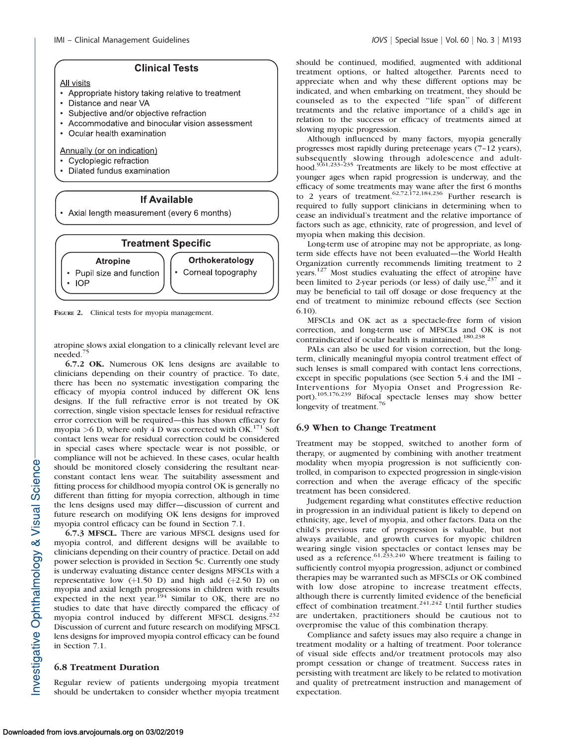**Clinical Tests**

All visits
- Appropriate history taking relative to treatment
- Distance and near VA
- Subjective and/or objective refraction
- Accommodative and binocular vision assessment
- Ocular health examination

Annually (or on indication)
- Cycloplegic refraction
- Dilated fundus examination

**If Available**
- Axial length measurement (every 6 months)

**Treatment Specific**

| Atropine | Orthokeratology |
|---|---|
| • Pupil size and function<br>• IOP | • Corneal topography |

FIGURE 2. Clinical tests for myopia management.

atropine slows axial elongation to a clinically relevant level are needed.[75]

**6.7.2 OK.** Numerous OK lens designs are available to clinicians depending on their country of practice. To date, there has been no systematic investigation comparing the efficacy of myopia control induced by different OK lens designs. If the full refractive error is not treated by OK correction, single vision spectacle lenses for residual refractive error correction will be required—this has shown efficacy for myopia >6 D, where only 4 D was corrected with OK.[171] Soft contact lens wear for residual correction could be considered in special cases where spectacle wear is not possible, or compliance will not be achieved. In these cases, ocular health should be monitored closely considering the resultant near-constant contact lens wear. The suitability assessment and fitting process for childhood myopia control OK is generally no different than fitting for myopia correction, although in time the lens designs used may differ—discussion of current and future research on modifying OK lens designs for improved myopia control efficacy can be found in Section 7.1.

**6.7.3 MFSCL.** There are various MFSCL designs used for myopia control, and different designs will be available to clinicians depending on their country of practice. Detail on add power selection is provided in Section 5c. Currently one study is underway evaluating distance center designs MFSCLs with a representative low (+1.50 D) and high add (+2.50 D) on myopia and axial length progressions in children with results expected in the next year.[194] Similar to OK, there are no studies to date that have directly compared the efficacy of myopia control induced by different MFSCL designs.[232] Discussion of current and future research on modifying MFSCL lens designs for improved myopia control efficacy can be found in Section 7.1.

## 6.8 Treatment Duration

Regular review of patients undergoing myopia treatment should be undertaken to consider whether myopia treatment should be continued, modified, augmented with additional treatment options, or halted altogether. Parents need to appreciate when and why these different options may be indicated, and when embarking on treatment, they should be counseled as to the expected "life span" of different treatments and the relative importance of a child's age in relation to the success or efficacy of treatments aimed at slowing myopic progression.

Although influenced by many factors, myopia generally progresses most rapidly during preteenage years (7–12 years), subsequently slowing through adolescence and adulthood.[9,61,233–235] Treatments are likely to be most effective at younger ages when rapid progression is underway, and the efficacy of some treatments may wane after the first 6 months to 2 years of treatment.[62,72,172,184,236] Further research is required to fully support clinicians in determining when to cease an individual's treatment and the relative importance of factors such as age, ethnicity, rate of progression, and level of myopia when making this decision.

Long-term use of atropine may not be appropriate, as long-term side effects have not been evaluated—the World Health Organization currently recommends limiting treatment to 2 years.[127] Most studies evaluating the effect of atropine have been limited to 2-year periods (or less) of daily use,[237] and it may be beneficial to tail off dosage or dose frequency at the end of treatment to minimize rebound effects (see Section 6.10).

MFSCLs and OK act as a spectacle-free form of vision correction, and long-term use of MFSCLs and OK is not contraindicated if ocular health is maintained.[180,238]

PALs can also be used for vision correction, but the long-term, clinically meaningful myopia control treatment effect of such lenses is small compared with contact lens corrections, except in specific populations (see Section 5.4 and the IMI – Interventions for Myopia Onset and Progression Report).[105,176,239] Bifocal spectacle lenses may show better longevity of treatment.[76]

## 6.9 When to Change Treatment

Treatment may be stopped, switched to another form of therapy, or augmented by combining with another treatment modality when myopia progression is not sufficiently controlled, in comparison to expected progression in single-vision correction and when the average efficacy of the specific treatment has been considered.

Judgement regarding what constitutes effective reduction in progression in an individual patient is likely to depend on ethnicity, age, level of myopia, and other factors. Data on the child's previous rate of progression is valuable, but not always available, and growth curves for myopic children wearing single vision spectacles or contact lenses may be used as a reference.[61,233,240] Where treatment is failing to sufficiently control myopia progression, adjunct or combined therapies may be warranted such as MFSCLs or OK combined with low dose atropine to increase treatment effects, although there is currently limited evidence of the beneficial effect of combination treatment.[241,242] Until further studies are undertaken, practitioners should be cautious not to overpromise the value of this combination therapy.

Compliance and safety issues may also require a change in treatment modality or a halting of treatment. Poor tolerance of visual side effects and/or treatment protocols may also prompt cessation or change of treatment. Success rates in persisting with treatment are likely to be related to motivation and quality of pretreatment instruction and management of expectation.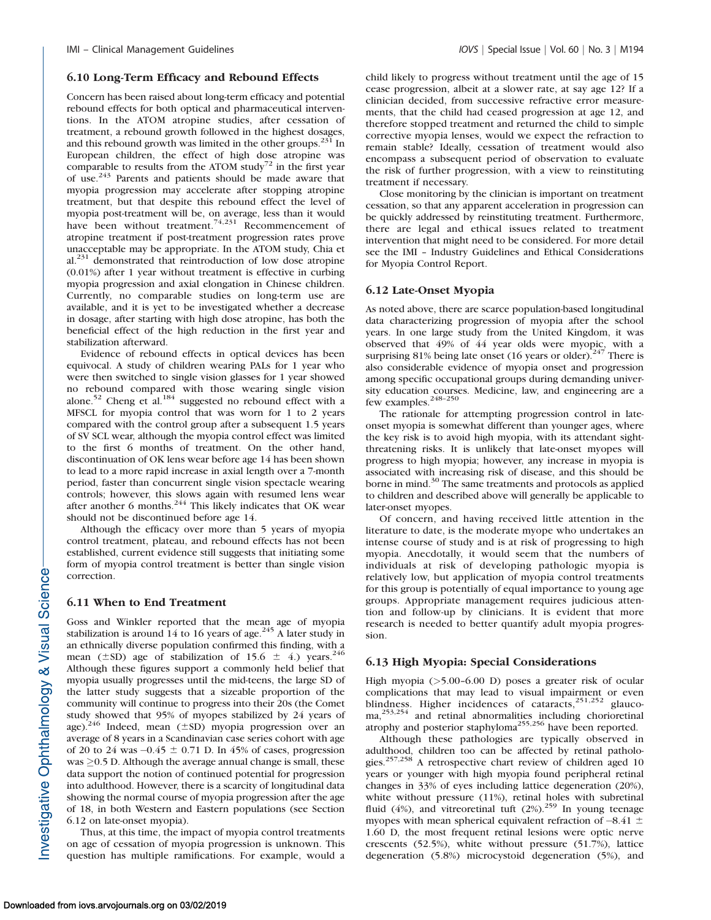### 6.10 Long-Term Efficacy and Rebound Effects

Concern has been raised about long-term efficacy and potential rebound effects for both optical and pharmaceutical interventions. In the ATOM atropine studies, after cessation of treatment, a rebound growth followed in the highest dosages, and this rebound growth was limited in the other groups.[231] In European children, the effect of high dose atropine was comparable to results from the ATOM study[72] in the first year of use.[243] Parents and patients should be made aware that myopia progression may accelerate after stopping atropine treatment, but that despite this rebound effect the level of myopia post-treatment will be, on average, less than it would have been without treatment.[74,231] Recommencement of atropine treatment if post-treatment progression rates prove unacceptable may be appropriate. In the ATOM study, Chia et al.[231] demonstrated that reintroduction of low dose atropine (0.01%) after 1 year without treatment is effective in curbing myopia progression and axial elongation in Chinese children. Currently, no comparable studies on long-term use are available, and it is yet to be investigated whether a decrease in dosage, after starting with high dose atropine, has both the beneficial effect of the high reduction in the first year and stabilization afterward.

Evidence of rebound effects in optical devices has been equivocal. A study of children wearing PALs for 1 year who were then switched to single vision glasses for 1 year showed no rebound compared with those wearing single vision alone.[52] Cheng et al.[184] suggested no rebound effect with a MFSCL for myopia control that was worn for 1 to 2 years compared with the control group after a subsequent 1.5 years of SV SCL wear, although the myopia control effect was limited to the first 6 months of treatment. On the other hand, discontinuation of OK lens wear before age 14 has been shown to lead to a more rapid increase in axial length over a 7-month period, faster than concurrent single vision spectacle wearing controls; however, this slows again with resumed lens wear after another 6 months.[244] This likely indicates that OK wear should not be discontinued before age 14.

Although the efficacy over more than 5 years of myopia control treatment, plateau, and rebound effects has not been established, current evidence still suggests that initiating some form of myopia control treatment is better than single vision correction.

### 6.11 When to End Treatment

Goss and Winkler reported that the mean age of myopia stabilization is around 14 to 16 years of age.[245] A later study in an ethnically diverse population confirmed this finding, with a mean ($\pm$SD) age of stabilization of 15.6 $\pm$ 4.) years.[246] Although these figures support a commonly held belief that myopia usually progresses until the mid-teens, the large SD of the latter study suggests that a sizeable proportion of the community will continue to progress into their 20s (the Comet study showed that 95% of myopes stabilized by 24 years of age).[246] Indeed, mean ($\pm$SD) myopia progression over an average of 8 years in a Scandinavian case series cohort with age of 20 to 24 was –0.45 $\pm$ 0.71 D. In 45% of cases, progression was $\geq$0.5 D. Although the average annual change is small, these data support the notion of continued potential for progression into adulthood. However, there is a scarcity of longitudinal data showing the normal course of myopia progression after the age of 18, in both Western and Eastern populations (see Section 6.12 on late-onset myopia).

Thus, at this time, the impact of myopia control treatments on age of cessation of myopia progression is unknown. This question has multiple ramifications. For example, would a child likely to progress without treatment until the age of 15 cease progression, albeit at a slower rate, at say age 12? If a clinician decided, from successive refractive error measurements, that the child had ceased progression at age 12, and therefore stopped treatment and returned the child to simple corrective myopia lenses, would we expect the refraction to remain stable? Ideally, cessation of treatment would also encompass a subsequent period of observation to evaluate the risk of further progression, with a view to reinstituting treatment if necessary.

Close monitoring by the clinician is important on treatment cessation, so that any apparent acceleration in progression can be quickly addressed by reinstituting treatment. Furthermore, there are legal and ethical issues related to treatment intervention that might need to be considered. For more detail see the IMI – Industry Guidelines and Ethical Considerations for Myopia Control Report.

### 6.12 Late-Onset Myopia

As noted above, there are scarce population-based longitudinal data characterizing progression of myopia after the school years. In one large study from the United Kingdom, it was observed that 49% of 44 year olds were myopic, with a surprising 81% being late onset (16 years or older).[247] There is also considerable evidence of myopia onset and progression among specific occupational groups during demanding university education courses. Medicine, law, and engineering are a few examples.[248–250]

The rationale for attempting progression control in late-onset myopia is somewhat different than younger ages, where the key risk is to avoid high myopia, with its attendant sight-threatening risks. It is unlikely that late-onset myopes will progress to high myopia; however, any increase in myopia is associated with increasing risk of disease, and this should be borne in mind.[30] The same treatments and protocols as applied to children and described above will generally be applicable to later-onset myopes.

Of concern, and having received little attention in the literature to date, is the moderate myope who undertakes an intense course of study and is at risk of progressing to high myopia. Anecdotally, it would seem that the numbers of individuals at risk of developing pathologic myopia is relatively low, but application of myopia control treatments for this group is potentially of equal importance to young age groups. Appropriate management requires judicious attention and follow-up by clinicians. It is evident that more research is needed to better quantify adult myopia progression.

### 6.13 High Myopia: Special Considerations

High myopia (>5.00–6.00 D) poses a greater risk of ocular complications that may lead to visual impairment or even blindness. Higher incidences of cataracts,[251,252] glaucoma,[253,254] and retinal abnormalities including chorioretinal atrophy and posterior staphyloma[255,256] have been reported.

Although these pathologies are typically observed in adulthood, children too can be affected by retinal pathologies.[257,258] A retrospective chart review of children aged 10 years or younger with high myopia found peripheral retinal changes in 33% of eyes including lattice degeneration (20%), white without pressure (11%), retinal holes with subretinal fluid (4%), and vitreoretinal tuft (2%).[259] In young teenage myopes with mean spherical equivalent refraction of –8.41 $\pm$ 1.60 D, the most frequent retinal lesions were optic nerve crescents (52.5%), white without pressure (51.7%), lattice degeneration (5.8%) microcystoid degeneration (5%), and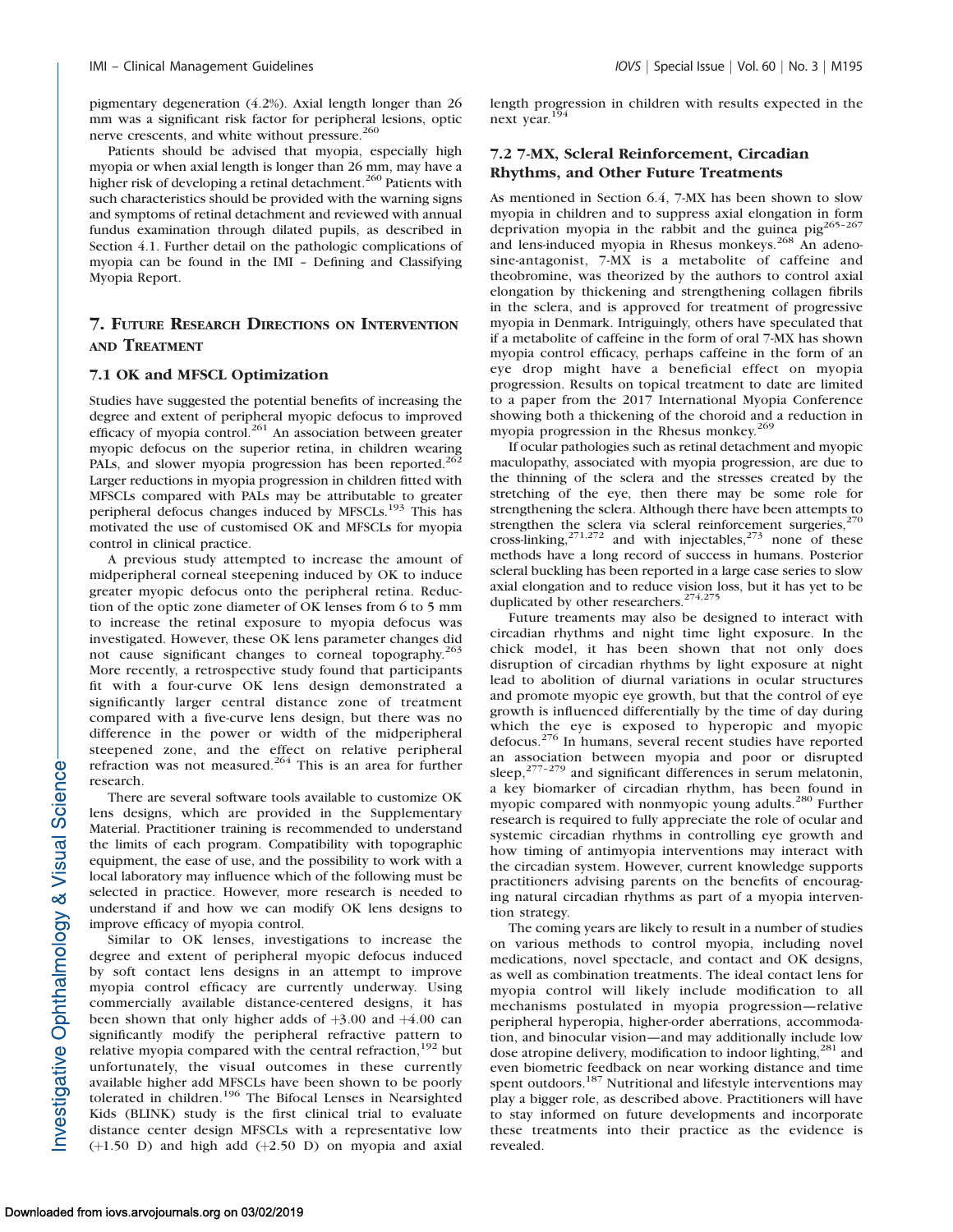pigmentary degeneration (4.2%). Axial length longer than 26 mm was a significant risk factor for peripheral lesions, optic nerve crescents, and white without pressure.[260]

Patients should be advised that myopia, especially high myopia or when axial length is longer than 26 mm, may have a higher risk of developing a retinal detachment.[260] Patients with such characteristics should be provided with the warning signs and symptoms of retinal detachment and reviewed with annual fundus examination through dilated pupils, as described in Section 4.1. Further detail on the pathologic complications of myopia can be found in the IMI – Defining and Classifying Myopia Report.

## 7. Future Research Directions on Intervention and Treatment

### 7.1 OK and MFSCL Optimization

Studies have suggested the potential benefits of increasing the degree and extent of peripheral myopic defocus to improved efficacy of myopia control.[261] An association between greater myopic defocus on the superior retina, in children wearing PALs, and slower myopia progression has been reported.[262] Larger reductions in myopia progression in children fitted with MFSCLs compared with PALs may be attributable to greater peripheral defocus changes induced by MFSCLs.[193] This has motivated the use of customised OK and MFSCLs for myopia control in clinical practice.

A previous study attempted to increase the amount of midperipheral corneal steepening induced by OK to induce greater myopic defocus onto the peripheral retina. Reduction of the optic zone diameter of OK lenses from 6 to 5 mm to increase the retinal exposure to myopia defocus was investigated. However, these OK lens parameter changes did not cause significant changes to corneal topography.[263] More recently, a retrospective study found that participants fit with a four-curve OK lens design demonstrated a significantly larger central distance zone of treatment compared with a five-curve lens design, but there was no difference in the power or width of the midperipheral steepened zone, and the effect on relative peripheral refraction was not measured.[264] This is an area for further research.

There are several software tools available to customize OK lens designs, which are provided in the Supplementary Material. Practitioner training is recommended to understand the limits of each program. Compatibility with topographic equipment, the ease of use, and the possibility to work with a local laboratory may influence which of the following must be selected in practice. However, more research is needed to understand if and how we can modify OK lens designs to improve efficacy of myopia control.

Similar to OK lenses, investigations to increase the degree and extent of peripheral myopic defocus induced by soft contact lens designs in an attempt to improve myopia control efficacy are currently underway. Using commercially available distance-centered designs, it has been shown that only higher adds of +3.00 and +4.00 can significantly modify the peripheral refractive pattern to relative myopia compared with the central refraction,[192] but unfortunately, the visual outcomes in these currently available higher add MFSCLs have been shown to be poorly tolerated in children.[196] The Bifocal Lenses in Nearsighted Kids (BLINK) study is the first clinical trial to evaluate distance center design MFSCLs with a representative low (+1.50 D) and high add (+2.50 D) on myopia and axial length progression in children with results expected in the next year.[194]

### 7.2 7-MX, Scleral Reinforcement, Circadian Rhythms, and Other Future Treatments

As mentioned in Section 6.4, 7-MX has been shown to slow myopia in children and to suppress axial elongation in form deprivation myopia in the rabbit and the guinea pig[265–267] and lens-induced myopia in Rhesus monkeys.[268] An adenosine-antagonist, 7-MX is a metabolite of caffeine and theobromine, was theorized by the authors to control axial elongation by thickening and strengthening collagen fibrils in the sclera, and is approved for treatment of progressive myopia in Denmark. Intriguingly, others have speculated that if a metabolite of caffeine in the form of oral 7-MX has shown myopia control efficacy, perhaps caffeine in the form of an eye drop might have a beneficial effect on myopia progression. Results on topical treatment to date are limited to a paper from the 2017 International Myopia Conference showing both a thickening of the choroid and a reduction in myopia progression in the Rhesus monkey.[269]

If ocular pathologies such as retinal detachment and myopic maculopathy, associated with myopia progression, are due to the thinning of the sclera and the stresses created by the stretching of the eye, then there may be some role for strengthening the sclera. Although there have been attempts to strengthen the sclera via scleral reinforcement surgeries,[270] cross-linking,[271,272] and with injectables,[273] none of these methods have a long record of success in humans. Posterior scleral buckling has been reported in a large case series to slow axial elongation and to reduce vision loss, but it has yet to be duplicated by other researchers.[274,275]

Future treaments may also be designed to interact with circadian rhythms and night time light exposure. In the chick model, it has been shown that not only does disruption of circadian rhythms by light exposure at night lead to abolition of diurnal variations in ocular structures and promote myopic eye growth, but that the control of eye growth is influenced differentially by the time of day during which the eye is exposed to hyperopic and myopic defocus.[276] In humans, several recent studies have reported an association between myopia and poor or disrupted sleep,[277–279] and significant differences in serum melatonin, a key biomarker of circadian rhythm, has been found in myopic compared with nonmyopic young adults.[280] Further research is required to fully appreciate the role of ocular and systemic circadian rhythms in controlling eye growth and how timing of antimyopia interventions may interact with the circadian system. However, current knowledge supports practitioners advising parents on the benefits of encouraging natural circadian rhythms as part of a myopia intervention strategy.

The coming years are likely to result in a number of studies on various methods to control myopia, including novel medications, novel spectacle, and contact and OK designs, as well as combination treatments. The ideal contact lens for myopia control will likely include modification to all mechanisms postulated in myopia progression—relative peripheral hyperopia, higher-order aberrations, accommodation, and binocular vision—and may additionally include low dose atropine delivery, modification to indoor lighting,[281] and even biometric feedback on near working distance and time spent outdoors.[187] Nutritional and lifestyle interventions may play a bigger role, as described above. Practitioners will have to stay informed on future developments and incorporate these treatments into their practice as the evidence is revealed.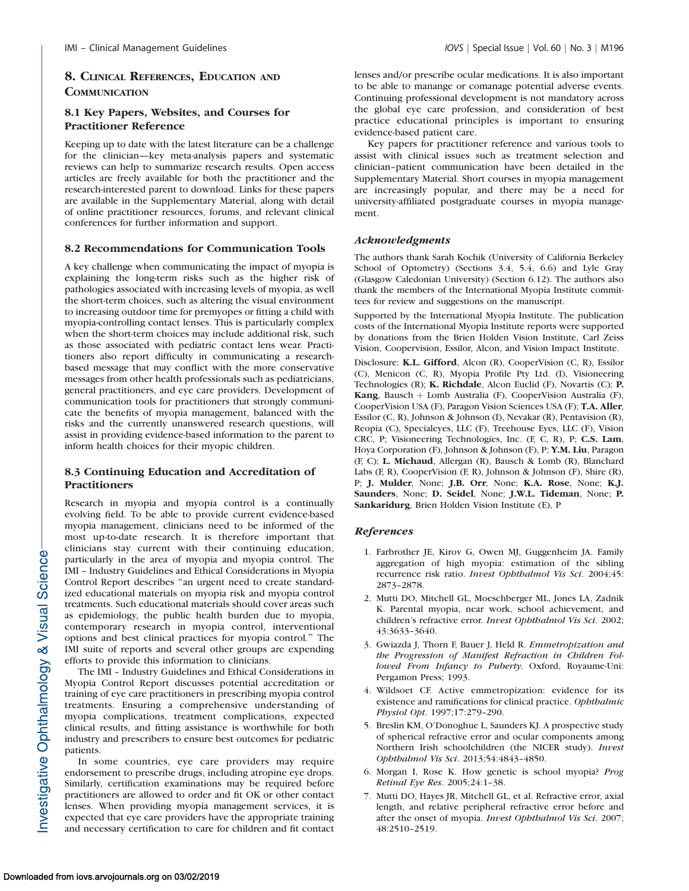## 8. Clinical References, Education and Communication

### 8.1 Key Papers, Websites, and Courses for Practitioner Reference

Keeping up to date with the latest literature can be a challenge for the clinician—key meta-analysis papers and systematic reviews can help to summarize research results. Open access articles are freely available for both the practitioner and the research-interested parent to download. Links for these papers are available in the Supplementary Material, along with detail of online practitioner resources, forums, and relevant clinical conferences for further information and support.

### 8.2 Recommendations for Communication Tools

A key challenge when communicating the impact of myopia is explaining the long-term risks such as the higher risk of pathologies associated with increasing levels of myopia, as well the short-term choices, such as altering the visual environment to increasing outdoor time for premyopes or fitting a child with myopia-controlling contact lenses. This is particularly complex when the short-term choices may include additional risk, such as those associated with pediatric contact lens wear. Practitioners also report difficulty in communicating a research-based message that may conflict with the more conservative messages from other health professionals such as pediatricians, general practitioners, and eye care providers. Development of communication tools for practitioners that strongly communicate the benefits of myopia management, balanced with the risks and the currently unanswered research questions, will assist in providing evidence-based information to the parent to inform health choices for their myopic children.

### 8.3 Continuing Education and Accreditation of Practitioners

Research in myopia and myopia control is a continually evolving field. To be able to provide current evidence-based myopia management, clinicians need to be informed of the most up-to-date research. It is therefore important that clinicians stay current with their continuing education, particularly in the area of myopia and myopia control. The IMI – Industry Guidelines and Ethical Considerations in Myopia Control Report describes "an urgent need to create standardized educational materials on myopia risk and myopia control treatments. Such educational materials should cover areas such as epidemiology, the public health burden due to myopia, contemporary research in myopia control, interventional options and best clinical practices for myopia control." The IMI suite of reports and several other groups are expending efforts to provide this information to clinicians.

The IMI – Industry Guidelines and Ethical Considerations in Myopia Control Report discusses potential accreditation or training of eye care practitioners in prescribing myopia control treatments. Ensuring a comprehensive understanding of myopia complications, treatment complications, expected clinical results, and fitting assistance is worthwhile for both industry and prescribers to ensure best outcomes for pediatric patients.

In some countries, eye care providers may require endorsement to prescribe drugs, including atropine eye drops. Similarly, certification examinations may be required before practitioners are allowed to order and fit OK or other contact lenses. When providing myopia management services, it is expected that eye care providers have the appropriate training and necessary certification to care for children and fit contact lenses and/or prescribe ocular medications. It is also important to be able to manange or comanage potential adverse events. Continuing professional development is not mandatory across the global eye care profession, and consideration of best practice educational principles is important to ensuring evidence-based patient care.

Key papers for practitioner reference and various tools to assist with clinical issues such as treatment selection and clinician–patient communication have been detailed in the Supplementary Material. Short courses in myopia management are increasingly popular, and there may be a need for university-affiliated postgraduate courses in myopia management.

### *Acknowledgments*

The authors thank Sarah Kochik (University of California Berkeley School of Optometry) (Sections 3.4, 5.4, 6.6) and Lyle Gray (Glasgow Caledonian University) (Section 6.12). The authors also thank the members of the International Myopia Institute committees for review and suggestions on the manuscript.

Supported by the International Myopia Institute. The publication costs of the International Myopia Institute reports were supported by donations from the Brien Holden Vision Institute, Carl Zeiss Vision, Coopervision, Essilor, Alcon, and Vision Impact Institute.

Disclosure: **K.L. Gifford**, Alcon (R), CooperVision (C, R), Essilor (C), Menicon (C, R), Myopia Profile Pty Ltd. (I), Visioneering Technologies (R); **K. Richdale**, Alcon Euclid (F), Novartis (C); **P. Kang**, Bausch + Lomb Australia (F), CooperVision Australia (F), CooperVision USA (F), Paragon Vision Sciences USA (F); **T.A. Aller**, Essilor (C, R), Johnson & Johnson (I), Nevakar (R), Pentavision (R), Reopia (C), Specialeyes, LLC (F), Treehouse Eyes, LLC (F), Vision CRC, P; Visioneering Technologies, Inc. (F, C, R), P; **C.S. Lam**, Hoya Corporation (F), Johnson & Johnson (F), P; **Y.M. Liu**, Paragon (F, C); **L. Michaud**, Allergan (R), Bausch & Lomb (R), Blanchard Labs (F, R), CooperVision (F, R), Johnson & Johnson (F), Shire (R), P; **J. Mulder**, None; **J.B. Orr**, None; **K.A. Rose**, None; **K.J. Saunders**, None; **D. Seidel**, None; **J.W.L. Tideman**, None; **P. Sankaridurg**, Brien Holden Vision Institute (E), P

### *References*

1. Farbrother JE, Kirov G, Owen MJ, Guggenheim JA. Family aggregation of high myopia: estimation of the sibling recurrence risk ratio. *Invest Ophthalmol Vis Sci*. 2004;45: 2873–2878.
2. Mutti DO, Mitchell GL, Moeschberger ML, Jones LA, Zadnik K. Parental myopia, near work, school achievement, and children's refractive error. *Invest Ophthalmol Vis Sci*. 2002; 43:3633–3640.
3. Gwiazda J, Thorn F, Bauer J, Held R. *Emmetropization and the Progression of Manifest Refraction in Children Followed From Infancy to Puberty*. Oxford, Royaume-Uni: Pergamon Press; 1993.
4. Wildsoet CF. Active emmetropization: evidence for its existence and ramifications for clinical practice. *Ophthalmic Physiol Opt*. 1997;17:279–290.
5. Breslin KM, O'Donoghue L, Saunders KJ. A prospective study of spherical refractive error and ocular components among Northern Irish schoolchildren (the NICER study). *Invest Ophthalmol Vis Sci*. 2013;54:4843–4850.
6. Morgan I, Rose K. How genetic is school myopia? *Prog Retinal Eye Res*. 2005;24:1–38.
7. Mutti DO, Hayes JR, Mitchell GL, et al. Refractive error, axial length, and relative peripheral refractive error before and after the onset of myopia. *Invest Ophthalmol Vis Sci*. 2007; 48:2510–2519.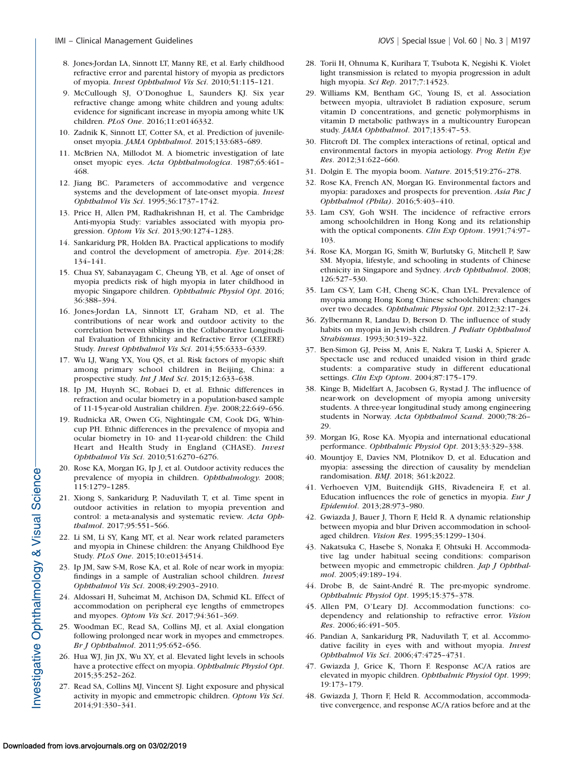8. Jones-Jordan LA, Sinnott LT, Manny RE, et al. Early childhood refractive error and parental history of myopia as predictors of myopia. *Invest Ophthalmol Vis Sci*. 2010;51:115–121.
9. McCullough SJ, O'Donoghue L, Saunders KJ. Six year refractive change among white children and young adults: evidence for significant increase in myopia among white UK children. *PLoS One*. 2016;11:e0146332.
10. Zadnik K, Sinnott LT, Cotter SA, et al. Prediction of juvenile-onset myopia. *JAMA Ophthalmol*. 2015;133:683–689.
11. McBrien NA, Millodot M. A biometric investigation of late onset myopic eyes. *Acta Ophthalmologica*. 1987;65:461–468.
12. Jiang BC. Parameters of accommodative and vergence systems and the development of late-onset myopia. *Invest Ophthalmol Vis Sci*. 1995;36:1737–1742.
13. Price H, Allen PM, Radhakrishnan H, et al. The Cambridge Anti-myopia Study: variables associated with myopia progression. *Optom Vis Sci*. 2013;90:1274–1283.
14. Sankaridurg PR, Holden BA. Practical applications to modify and control the development of ametropia. *Eye*. 2014;28:134–141.
15. Chua SY, Sabanayagam C, Cheung YB, et al. Age of onset of myopia predicts risk of high myopia in later childhood in myopic Singapore children. *Ophthalmic Physiol Opt*. 2016;36:388–394.
16. Jones-Jordan LA, Sinnott LT, Graham ND, et al. The contributions of near work and outdoor activity to the correlation between siblings in the Collaborative Longitudinal Evaluation of Ethnicity and Refractive Error (CLEERE) Study. *Invest Ophthalmol Vis Sci*. 2014;55:6333–6339.
17. Wu LJ, Wang YX, You QS, et al. Risk factors of myopic shift among primary school children in Beijing, China: a prospective study. *Int J Med Sci*. 2015;12:633–638.
18. Ip JM, Huynh SC, Robaei D, et al. Ethnic differences in refraction and ocular biometry in a population-based sample of 11-15-year-old Australian children. *Eye*. 2008;22:649–656.
19. Rudnicka AR, Owen CG, Nightingale CM, Cook DG, Whincup PH. Ethnic differences in the prevalence of myopia and ocular biometry in 10- and 11-year-old children: the Child Heart and Health Study in England (CHASE). *Invest Ophthalmol Vis Sci*. 2010;51:6270–6276.
20. Rose KA, Morgan IG, Ip J, et al. Outdoor activity reduces the prevalence of myopia in children. *Ophthalmology*. 2008;115:1279–1285.
21. Xiong S, Sankaridurg P, Naduvilath T, et al. Time spent in outdoor activities in relation to myopia prevention and control: a meta-analysis and systematic review. *Acta Ophthalmol*. 2017;95:551–566.
22. Li SM, Li SY, Kang MT, et al. Near work related parameters and myopia in Chinese children: the Anyang Childhood Eye Study. *PLoS One*. 2015;10:e0134514.
23. Ip JM, Saw S-M, Rose KA, et al. Role of near work in myopia: findings in a sample of Australian school children. *Invest Ophthalmol Vis Sci*. 2008;49:2903–2910.
24. Aldossari H, Suheimat M, Atchison DA, Schmid KL. Effect of accommodation on peripheral eye lengths of emmetropes and myopes. *Optom Vis Sci*. 2017;94:361–369.
25. Woodman EC, Read SA, Collins MJ, et al. Axial elongation following prolonged near work in myopes and emmetropes. *Br J Ophthalmol*. 2011;95:652–656.
26. Hua WJ, Jin JX, Wu XY, et al. Elevated light levels in schools have a protective effect on myopia. *Ophthalmic Physiol Opt*. 2015;35:252–262.
27. Read SA, Collins MJ, Vincent SJ. Light exposure and physical activity in myopic and emmetropic children. *Optom Vis Sci*. 2014;91:330–341.
28. Torii H, Ohnuma K, Kurihara T, Tsubota K, Negishi K. Violet light transmission is related to myopia progression in adult high myopia. *Sci Rep*. 2017;7:14523.
29. Williams KM, Bentham GC, Young IS, et al. Association between myopia, ultraviolet B radiation exposure, serum vitamin D concentrations, and genetic polymorphisms in vitamin D metabolic pathways in a multicountry European study. *JAMA Ophthalmol*. 2017;135:47–53.
30. Flitcroft DI. The complex interactions of retinal, optical and environmental factors in myopia aetiology. *Prog Retin Eye Res*. 2012;31:622–660.
31. Dolgin E. The myopia boom. *Nature*. 2015;519:276–278.
32. Rose KA, French AN, Morgan IG. Environmental factors and myopia: paradoxes and prospects for prevention. *Asia Pac J Ophthalmol (Phila)*. 2016;5:403–410.
33. Lam CSY, Goh WSH. The incidence of refractive errors among schoolchildren in Hong Kong and its relationship with the optical components. *Clin Exp Optom*. 1991;74:97–103.
34. Rose KA, Morgan IG, Smith W, Burlutsky G, Mitchell P, Saw SM. Myopia, lifestyle, and schooling in students of Chinese ethnicity in Singapore and Sydney. *Arch Ophthalmol*. 2008;126:527–530.
35. Lam CS-Y, Lam C-H, Cheng SC-K, Chan LY-L. Prevalence of myopia among Hong Kong Chinese schoolchildren: changes over two decades. *Ophthalmic Physiol Opt*. 2012;32:17–24.
36. Zylbermann R, Landau D, Berson D. The influence of study habits on myopia in Jewish children. *J Pediatr Ophthalmol Strabismus*. 1993;30:319–322.
37. Ben-Simon GJ, Peiss M, Anis E, Nakra T, Luski A, Spierer A. Spectacle use and reduced unaided vision in third grade students: a comparative study in different educational settings. *Clin Exp Optom*. 2004;87:175–179.
38. Kinge B, Midelfart A, Jacobsen G, Rystad J. The influence of near-work on development of myopia among university students. A three-year longitudinal study among engineering students in Norway. *Acta Ophthalmol Scand*. 2000;78:26–29.
39. Morgan IG, Rose KA. Myopia and international educational performance. *Ophthalmic Physiol Opt*. 2013;33:329–338.
40. Mountjoy E, Davies NM, Plotnikov D, et al. Education and myopia: assessing the direction of causality by mendelian randomisation. *BMJ*. 2018; 361:k2022.
41. Verhoeven VJM, Buitendijk GHS, Rivadeneira F, et al. Education influences the role of genetics in myopia. *Eur J Epidemiol*. 2013;28:973–980.
42. Gwiazda J, Bauer J, Thorn F, Held R. A dynamic relationship between myopia and blur Driven accommodation in school-aged children. *Vision Res*. 1995;35:1299–1304.
43. Nakatsuka C, Hasebe S, Nonaka F, Ohtsuki H. Accommodative lag under habitual seeing conditions: comparison between myopic and emmetropic children. *Jap J Ophthalmol*. 2005;49:189–194.
44. Drobe B, de Saint-André R. The pre-myopic syndrome. *Ophthalmic Physiol Opt*. 1995;15:375–378.
45. Allen PM, O'Leary DJ. Accommodation functions: co-dependency and relationship to refractive error. *Vision Res*. 2006;46:491–505.
46. Pandian A, Sankaridurg PR, Naduvilath T, et al. Accommodative facility in eyes with and without myopia. *Invest Ophthalmol Vis Sci*. 2006;47:4725–4731.
47. Gwiazda J, Grice K, Thorn F. Response AC/A ratios are elevated in myopic children. *Ophthalmic Physiol Opt*. 1999;19:173–179.
48. Gwiazda J, Thorn F, Held R. Accommodation, accommodative convergence, and response AC/A ratios before and at the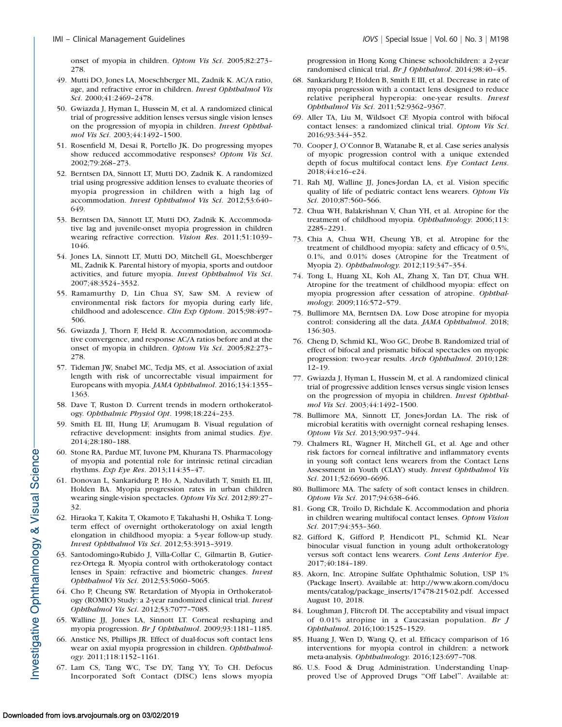onset of myopia in children. *Optom Vis Sci*. 2005;82:273–278.

49. Mutti DO, Jones LA, Moeschberger ML, Zadnik K. AC/A ratio, age, and refractive error in children. *Invest Ophthalmol Vis Sci*. 2000;41:2469–2478.
50. Gwiazda J, Hyman L, Hussein M, et al. A randomized clinical trial of progressive addition lenses versus single vision lenses on the progression of myopia in children. *Invest Ophthalmol Vis Sci*. 2003;44:1492–1500.
51. Rosenfield M, Desai R, Portello JK. Do progressing myopes show reduced accommodative responses? *Optom Vis Sci*. 2002;79:268–273.
52. Berntsen DA, Sinnott LT, Mutti DO, Zadnik K. A randomized trial using progressive addition lenses to evaluate theories of myopia progression in children with a high lag of accommodation. *Invest Ophthalmol Vis Sci*. 2012;53:640–649.
53. Berntsen DA, Sinnott LT, Mutti DO, Zadnik K. Accommodative lag and juvenile-onset myopia progression in children wearing refractive correction. *Vision Res*. 2011;51:1039–1046.
54. Jones LA, Sinnott LT, Mutti DO, Mitchell GL, Moeschberger ML, Zadnik K. Parental history of myopia, sports and outdoor activities, and future myopia. *Invest Ophthalmol Vis Sci*. 2007;48:3524–3532.
55. Ramamurthy D, Lin Chua SY, Saw SM. A review of environmental risk factors for myopia during early life, childhood and adolescence. *Clin Exp Optom*. 2015;98:497–506.
56. Gwiazda J, Thorn F, Held R. Accommodation, accommodative convergence, and response AC/A ratios before and at the onset of myopia in children. *Optom Vis Sci*. 2005;82:273–278.
57. Tideman JW, Snabel MC, Tedja MS, et al. Association of axial length with risk of uncorrectable visual impairment for Europeans with myopia. *JAMA Ophthalmol*. 2016;134:1355–1363.
58. Dave T, Ruston D. Current trends in modern orthokeratology. *Ophthalmic Physiol Opt*. 1998;18:224–233.
59. Smith EL III, Hung LF, Arumugam B. Visual regulation of refractive development: insights from animal studies. *Eye*. 2014;28:180–188.
60. Stone RA, Pardue MT, Iuvone PM, Khurana TS. Pharmacology of myopia and potential role for intrinsic retinal circadian rhythms. *Exp Eye Res*. 2013;114:35–47.
61. Donovan L, Sankaridurg P, Ho A, Naduvilath T, Smith EL III, Holden BA. Myopia progression rates in urban children wearing single-vision spectacles. *Optom Vis Sci*. 2012;89:27–32.
62. Hiraoka T, Kakita T, Okamoto F, Takahashi H, Oshika T. Long-term effect of overnight orthokeratology on axial length elongation in childhood myopia: a 5-year follow-up study. *Invest Ophthalmol Vis Sci*. 2012;53:3913–3919.
63. Santodomingo-Rubido J, Villa-Collar C, Gilmartin B, Gutierrez-Ortega R. Myopia control with orthokeratology contact lenses in Spain: refractive and biometric changes. *Invest Ophthalmol Vis Sci*. 2012;53:5060–5065.
64. Cho P, Cheung SW. Retardation of Myopia in Orthokeratology (ROMIO) Study: a 2-year randomized clinical trial. *Invest Ophthalmol Vis Sci*. 2012;53:7077–7085.
65. Walline JJ, Jones LA, Sinnott LT. Corneal reshaping and myopia progression. *Br J Ophthalmol*. 2009;93:1181–1185.
66. Anstice NS, Phillips JR. Effect of dual-focus soft contact lens wear on axial myopia progression in children. *Ophthalmology*. 2011;118:1152–1161.
67. Lam CS, Tang WC, Tse DY, Tang YY, To CH. Defocus Incorporated Soft Contact (DISC) lens slows myopia progression in Hong Kong Chinese schoolchildren: a 2-year randomised clinical trial. *Br J Ophthalmol*. 2014;98:40–45.
68. Sankaridurg P, Holden B, Smith E III, et al. Decrease in rate of myopia progression with a contact lens designed to reduce relative peripheral hyperopia: one-year results. *Invest Ophthalmol Vis Sci*. 2011;52:9362–9367.
69. Aller TA, Liu M, Wildsoet CF. Myopia control with bifocal contact lenses: a randomized clinical trial. *Optom Vis Sci*. 2016;93:344–352.
70. Cooper J, O'Connor B, Watanabe R, et al. Case series analysis of myopic progression control with a unique extended depth of focus multifocal contact lens. *Eye Contact Lens*. 2018;44:e16–e24.
71. Rah MJ, Walline JJ, Jones-Jordan LA, et al. Vision specific quality of life of pediatric contact lens wearers. *Optom Vis Sci*. 2010;87:560–566.
72. Chua WH, Balakrishnan V, Chan YH, et al. Atropine for the treatment of childhood myopia. *Ophthalmology*. 2006;113:2285–2291.
73. Chia A, Chua WH, Cheung YB, et al. Atropine for the treatment of childhood myopia: safety and efficacy of 0.5%, 0.1%, and 0.01% doses (Atropine for the Treatment of Myopia 2). *Ophthalmology*. 2012;119:347–354.
74. Tong L, Huang XL, Koh AL, Zhang X, Tan DT, Chua WH. Atropine for the treatment of childhood myopia: effect on myopia progression after cessation of atropine. *Ophthalmology*. 2009;116:572–579.
75. Bullimore MA, Berntsen DA. Low Dose atropine for myopia control: considering all the data. *JAMA Ophthalmol*. 2018;136:303.
76. Cheng D, Schmid KL, Woo GC, Drobe B. Randomized trial of effect of bifocal and prismatic bifocal spectacles on myopic progression: two-year results. *Arch Ophthalmol*. 2010;128:12–19.
77. Gwiazda J, Hyman L, Hussein M, et al. A randomized clinical trial of progressive addition lenses versus single vision lenses on the progression of myopia in children. *Invest Ophthalmol Vis Sci*. 2003;44:1492–1500.
78. Bullimore MA, Sinnott LT, Jones-Jordan LA. The risk of microbial keratitis with overnight corneal reshaping lenses. *Optom Vis Sci*. 2013;90:937–944.
79. Chalmers RL, Wagner H, Mitchell GL, et al. Age and other risk factors for corneal infiltrative and inflammatory events in young soft contact lens wearers from the Contact Lens Assessment in Youth (CLAY) study. *Invest Ophthalmol Vis Sci*. 2011;52:6690–6696.
80. Bullimore MA. The safety of soft contact lenses in children. *Optom Vis Sci*. 2017;94:638–646.
81. Gong CR, Troilo D, Richdale K. Accommodation and phoria in children wearing multifocal contact lenses. *Optom Vision Sci*. 2017;94:353–360.
82. Gifford K, Gifford P, Hendicott PL, Schmid KL. Near binocular visual function in young adult orthokeratology versus soft contact lens wearers. *Cont Lens Anterior Eye*. 2017;40:184–189.
83. Akorn, Inc. Atropine Sulfate Ophthalmic Solution, USP 1% (Package Insert). Available at: http://www.akorn.com/documents/catalog/package_inserts/17478-215-02.pdf. Accessed August 10, 2018.
84. Loughman J, Flitcroft DI. The acceptability and visual impact of 0.01% atropine in a Caucasian population. *Br J Ophthalmol*. 2016;100:1525–1529.
85. Huang J, Wen D, Wang Q, et al. Efficacy comparison of 16 interventions for myopia control in children: a network meta-analysis. *Ophthalmology*. 2016;123:697–708.
86. U.S. Food & Drug Administration. Understanding Unapproved Use of Approved Drugs "Off Label". Available at: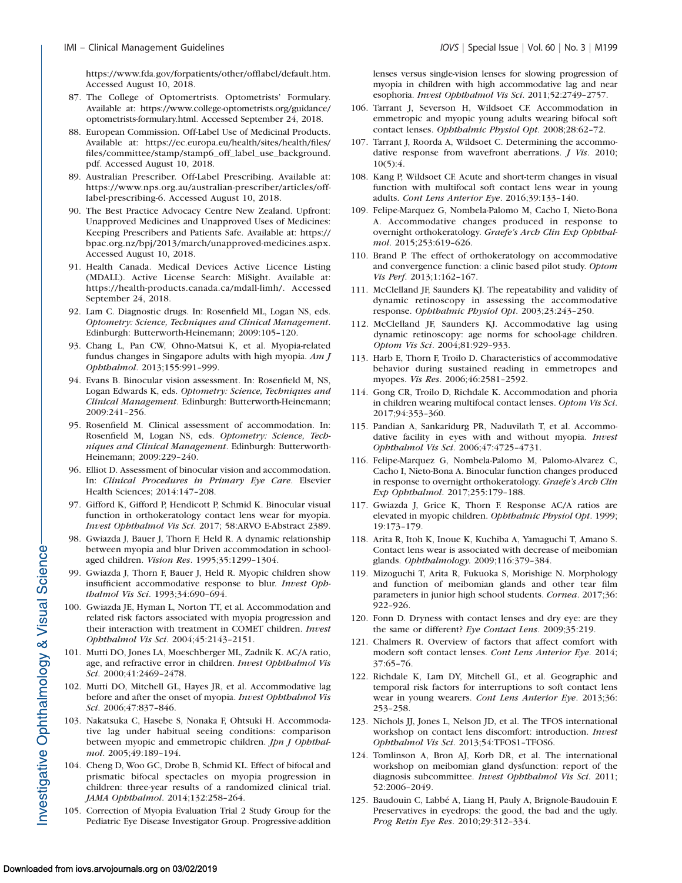https://www.fda.gov/forpatients/other/offlabel/default.htm. Accessed August 10, 2018.

87. The College of Optomertrists. Optometrists' Formulary. Available at: https://www.college-optometrists.org/guidance/optometrists-formulary.html. Accessed September 24, 2018.
88. European Commission. Off-Label Use of Medicinal Products. Available at: https://ec.europa.eu/health/sites/health/files/files/committee/stamp/stamp6_off_label_use_background.pdf. Accessed August 10, 2018.
89. Australian Prescriber. Off-Label Prescribing. Available at: https://www.nps.org.au/australian-prescriber/articles/off-label-prescribing-6. Accessed August 10, 2018.
90. The Best Practice Advocacy Centre New Zealand. Upfront: Unapproved Medicines and Unapproved Uses of Medicines: Keeping Prescribers and Patients Safe. Available at: https://bpac.org.nz/bpj/2013/march/unapproved-medicines.aspx. Accessed August 10, 2018.
91. Health Canada. Medical Devices Active Licence Listing (MDALL). Active License Search: MiSight. Available at: https://health-products.canada.ca/mdall-limh/. Accessed September 24, 2018.
92. Lam C. Diagnostic drugs. In: Rosenfield ML, Logan NS, eds. *Optometry: Science, Techniques and Clinical Management*. Edinburgh: Butterworth-Heinemann; 2009:105–120.
93. Chang L, Pan CW, Ohno-Matsui K, et al. Myopia-related fundus changes in Singapore adults with high myopia. *Am J Ophthalmol*. 2013;155:991–999.
94. Evans B. Binocular vision assessment. In: Rosenfield M, NS, Logan Edwards K, eds. *Optometry: Science, Techniques and Clinical Management*. Edinburgh: Butterworth-Heinemann; 2009:241–256.
95. Rosenfield M. Clinical assessment of accommodation. In: Rosenfield M, Logan NS, eds. *Optometry: Science, Techniques and Clinical Management*. Edinburgh: Butterworth-Heinemann; 2009:229–240.
96. Elliot D. Assessment of binocular vision and accommodation. In: *Clinical Procedures in Primary Eye Care*. Elsevier Health Sciences; 2014:147–208.
97. Gifford K, Gifford P, Hendicott P, Schmid K. Binocular visual function in orthokeratology contact lens wear for myopia. *Invest Ophthalmol Vis Sci*. 2017; 58:ARVO E-Abstract 2389.
98. Gwiazda J, Bauer J, Thorn F, Held R. A dynamic relationship between myopia and blur Driven accommodation in school-aged children. *Vision Res*. 1995;35:1299–1304.
99. Gwiazda J, Thorn F, Bauer J, Held R. Myopic children show insufficient accommodative response to blur. *Invest Ophthalmol Vis Sci*. 1993;34:690–694.
100. Gwiazda JE, Hyman L, Norton TT, et al. Accommodation and related risk factors associated with myopia progression and their interaction with treatment in COMET children. *Invest Ophthalmol Vis Sci*. 2004;45:2143–2151.
101. Mutti DO, Jones LA, Moeschberger ML, Zadnik K. AC/A ratio, age, and refractive error in children. *Invest Ophthalmol Vis Sci*. 2000;41:2469–2478.
102. Mutti DO, Mitchell GL, Hayes JR, et al. Accommodative lag before and after the onset of myopia. *Invest Ophthalmol Vis Sci*. 2006;47:837–846.
103. Nakatsuka C, Hasebe S, Nonaka F, Ohtsuki H. Accommodative lag under habitual seeing conditions: comparison between myopic and emmetropic children. *Jpn J Ophthalmol*. 2005;49:189–194.
104. Cheng D, Woo GC, Drobe B, Schmid KL. Effect of bifocal and prismatic bifocal spectacles on myopia progression in children: three-year results of a randomized clinical trial. *JAMA Ophthalmol*. 2014;132:258–264.
105. Correction of Myopia Evaluation Trial 2 Study Group for the Pediatric Eye Disease Investigator Group. Progressive-addition lenses versus single-vision lenses for slowing progression of myopia in children with high accommodative lag and near esophoria. *Invest Ophthalmol Vis Sci*. 2011;52:2749–2757.
106. Tarrant J, Severson H, Wildsoet CF. Accommodation in emmetropic and myopic young adults wearing bifocal soft contact lenses. *Ophthalmic Physiol Opt*. 2008;28:62–72.
107. Tarrant J, Roorda A, Wildsoet C. Determining the accommodative response from wavefront aberrations. *J Vis*. 2010; 10(5):4.
108. Kang P, Wildsoet CF. Acute and short-term changes in visual function with multifocal soft contact lens wear in young adults. *Cont Lens Anterior Eye*. 2016;39:133–140.
109. Felipe-Marquez G, Nombela-Palomo M, Cacho I, Nieto-Bona A. Accommodative changes produced in response to overnight orthokeratology. *Graefe's Arch Clin Exp Ophthalmol*. 2015;253:619–626.
110. Brand P. The effect of orthokeratology on accommodative and convergence function: a clinic based pilot study. *Optom Vis Perf*. 2013;1:162–167.
111. McClelland JF, Saunders KJ. The repeatability and validity of dynamic retinoscopy in assessing the accommodative response. *Ophthalmic Physiol Opt*. 2003;23:243–250.
112. McClelland JF, Saunders KJ. Accommodative lag using dynamic retinoscopy: age norms for school-age children. *Optom Vis Sci*. 2004;81:929–933.
113. Harb E, Thorn F, Troilo D. Characteristics of accommodative behavior during sustained reading in emmetropes and myopes. *Vis Res*. 2006;46:2581–2592.
114. Gong CR, Troilo D, Richdale K. Accommodation and phoria in children wearing multifocal contact lenses. *Optom Vis Sci*. 2017;94:353–360.
115. Pandian A, Sankaridurg PR, Naduvilath T, et al. Accommodative facility in eyes with and without myopia. *Invest Ophthalmol Vis Sci*. 2006;47:4725–4731.
116. Felipe-Marquez G, Nombela-Palomo M, Palomo-Alvarez C, Cacho I, Nieto-Bona A. Binocular function changes produced in response to overnight orthokeratology. *Graefe's Arch Clin Exp Ophthalmol*. 2017;255:179–188.
117. Gwiazda J, Grice K, Thorn F. Response AC/A ratios are elevated in myopic children. *Ophthalmic Physiol Opt*. 1999; 19:173–179.
118. Arita R, Itoh K, Inoue K, Kuchiba A, Yamaguchi T, Amano S. Contact lens wear is associated with decrease of meibomian glands. *Ophthalmology*. 2009;116:379–384.
119. Mizoguchi T, Arita R, Fukuoka S, Morishige N. Morphology and function of meibomian glands and other tear film parameters in junior high school students. *Cornea*. 2017;36: 922–926.
120. Fonn D. Dryness with contact lenses and dry eye: are they the same or different? *Eye Contact Lens*. 2009;35:219.
121. Chalmers R. Overview of factors that affect comfort with modern soft contact lenses. *Cont Lens Anterior Eye*. 2014; 37:65–76.
122. Richdale K, Lam DY, Mitchell GL, et al. Geographic and temporal risk factors for interruptions to soft contact lens wear in young wearers. *Cont Lens Anterior Eye*. 2013;36: 253–258.
123. Nichols JJ, Jones L, Nelson JD, et al. The TFOS international workshop on contact lens discomfort: introduction. *Invest Ophthalmol Vis Sci*. 2013;54:TFOS1–TFOS6.
124. Tomlinson A, Bron AJ, Korb DR, et al. The international workshop on meibomian gland dysfunction: report of the diagnosis subcommittee. *Invest Ophthalmol Vis Sci*. 2011; 52:2006–2049.
125. Baudouin C, Labbé A, Liang H, Pauly A, Brignole-Baudouin F. Preservatives in eyedrops: the good, the bad and the ugly. *Prog Retin Eye Res*. 2010;29:312–334.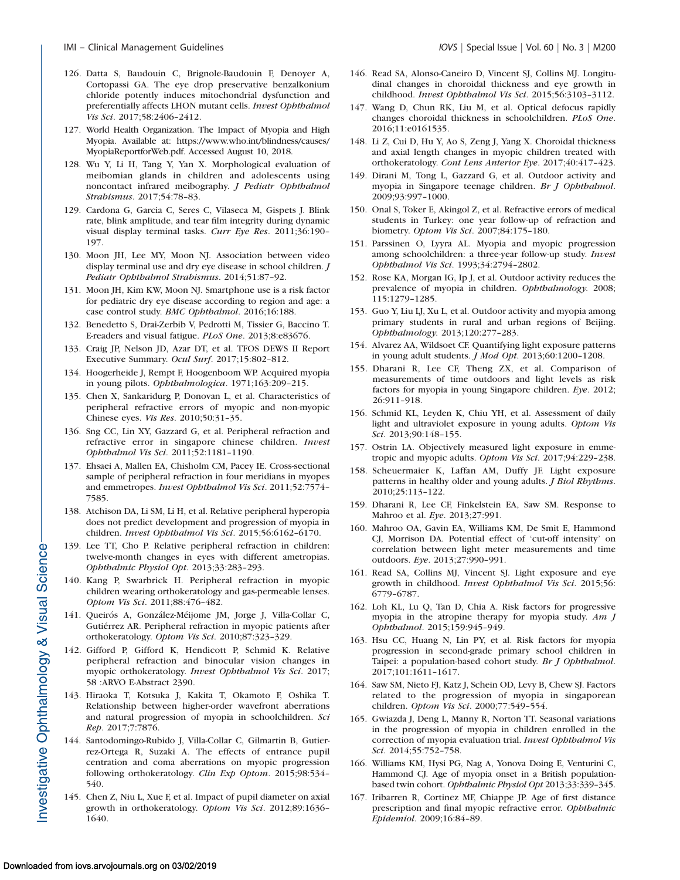126. Datta S, Baudouin C, Brignole-Baudouin F, Denoyer A, Cortopassi GA. The eye drop preservative benzalkonium chloride potently induces mitochondrial dysfunction and preferentially affects LHON mutant cells. *Invest Ophthalmol Vis Sci*. 2017;58:2406–2412.
127. World Health Organization. The Impact of Myopia and High Myopia. Available at: https://www.who.int/blindness/causes/MyopiaReportforWeb.pdf. Accessed August 10, 2018.
128. Wu Y, Li H, Tang Y, Yan X. Morphological evaluation of meibomian glands in children and adolescents using noncontact infrared meibography. *J Pediatr Ophthalmol Strabismus*. 2017;54:78–83.
129. Cardona G, Garcia C, Seres C, Vilaseca M, Gispets J. Blink rate, blink amplitude, and tear film integrity during dynamic visual display terminal tasks. *Curr Eye Res*. 2011;36:190–197.
130. Moon JH, Lee MY, Moon NJ. Association between video display terminal use and dry eye disease in school children. *J Pediatr Ophthalmol Strabismus*. 2014;51:87–92.
131. Moon JH, Kim KW, Moon NJ. Smartphone use is a risk factor for pediatric dry eye disease according to region and age: a case control study. *BMC Ophthalmol*. 2016;16:188.
132. Benedetto S, Drai-Zerbib V, Pedrotti M, Tissier G, Baccino T. E-readers and visual fatigue. *PLoS One*. 2013;8:e83676.
133. Craig JP, Nelson JD, Azar DT, et al. TFOS DEWS II Report Executive Summary. *Ocul Surf*. 2017;15:802–812.
134. Hoogerheide J, Rempt F, Hoogenboom WP. Acquired myopia in young pilots. *Ophthalmologica*. 1971;163:209–215.
135. Chen X, Sankaridurg P, Donovan L, et al. Characteristics of peripheral refractive errors of myopic and non-myopic Chinese eyes. *Vis Res*. 2010;50:31–35.
136. Sng CC, Lin XY, Gazzard G, et al. Peripheral refraction and refractive error in singapore chinese children. *Invest Ophthalmol Vis Sci*. 2011;52:1181–1190.
137. Ehsaei A, Mallen EA, Chisholm CM, Pacey IE. Cross-sectional sample of peripheral refraction in four meridians in myopes and emmetropes. *Invest Ophthalmol Vis Sci*. 2011;52:7574–7585.
138. Atchison DA, Li SM, Li H, et al. Relative peripheral hyperopia does not predict development and progression of myopia in children. *Invest Ophthalmol Vis Sci*. 2015;56:6162–6170.
139. Lee TT, Cho P. Relative peripheral refraction in children: twelve-month changes in eyes with different ametropias. *Ophthalmic Physiol Opt*. 2013;33:283–293.
140. Kang P, Swarbrick H. Peripheral refraction in myopic children wearing orthokeratology and gas-permeable lenses. *Optom Vis Sci*. 2011;88:476–482.
141. Queirós A, González-Méijome JM, Jorge J, Villa-Collar C, Gutiérrez AR. Peripheral refraction in myopic patients after orthokeratology. *Optom Vis Sci*. 2010;87:323–329.
142. Gifford P, Gifford K, Hendicott P, Schmid K. Relative peripheral refraction and binocular vision changes in myopic orthokeratology. *Invest Ophthalmol Vis Sci*. 2017; 58 :ARVO E-Abstract 2390.
143. Hiraoka T, Kotsuka J, Kakita T, Okamoto F, Oshika T. Relationship between higher-order wavefront aberrations and natural progression of myopia in schoolchildren. *Sci Rep*. 2017;7:7876.
144. Santodomingo-Rubido J, Villa-Collar C, Gilmartin B, Gutierrez-Ortega R, Suzaki A. The effects of entrance pupil centration and coma aberrations on myopic progression following orthokeratology. *Clin Exp Optom*. 2015;98:534–540.
145. Chen Z, Niu L, Xue F, et al. Impact of pupil diameter on axial growth in orthokeratology. *Optom Vis Sci*. 2012;89:1636–1640.
146. Read SA, Alonso-Caneiro D, Vincent SJ, Collins MJ. Longitudinal changes in choroidal thickness and eye growth in childhood. *Invest Ophthalmol Vis Sci*. 2015;56:3103–3112.
147. Wang D, Chun RK, Liu M, et al. Optical defocus rapidly changes choroidal thickness in schoolchildren. *PLoS One*. 2016;11:e0161535.
148. Li Z, Cui D, Hu Y, Ao S, Zeng J, Yang X. Choroidal thickness and axial length changes in myopic children treated with orthokeratology. *Cont Lens Anterior Eye*. 2017;40:417–423.
149. Dirani M, Tong L, Gazzard G, et al. Outdoor activity and myopia in Singapore teenage children. *Br J Ophthalmol*. 2009;93:997–1000.
150. Onal S, Toker E, Akingol Z, et al. Refractive errors of medical students in Turkey: one year follow-up of refraction and biometry. *Optom Vis Sci*. 2007;84:175–180.
151. Parssinen O, Lyyra AL. Myopia and myopic progression among schoolchildren: a three-year follow-up study. *Invest Ophthalmol Vis Sci*. 1993;34:2794–2802.
152. Rose KA, Morgan IG, Ip J, et al. Outdoor activity reduces the prevalence of myopia in children. *Ophthalmology*. 2008; 115:1279–1285.
153. Guo Y, Liu LJ, Xu L, et al. Outdoor activity and myopia among primary students in rural and urban regions of Beijing. *Ophthalmology*. 2013;120:277–283.
154. Alvarez AA, Wildsoet CF. Quantifying light exposure patterns in young adult students. *J Mod Opt*. 2013;60:1200–1208.
155. Dharani R, Lee CF, Theng ZX, et al. Comparison of measurements of time outdoors and light levels as risk factors for myopia in young Singapore children. *Eye*. 2012; 26:911–918.
156. Schmid KL, Leyden K, Chiu YH, et al. Assessment of daily light and ultraviolet exposure in young adults. *Optom Vis Sci*. 2013;90:148–155.
157. Ostrin LA. Objectively measured light exposure in emmetropic and myopic adults. *Optom Vis Sci*. 2017;94:229–238.
158. Scheuermaier K, Laffan AM, Duffy JF. Light exposure patterns in healthy older and young adults. *J Biol Rhythms*. 2010;25:113–122.
159. Dharani R, Lee CF, Finkelstein EA, Saw SM. Response to Mahroo et al. *Eye*. 2013;27:991.
160. Mahroo OA, Gavin EA, Williams KM, De Smit E, Hammond CJ, Morrison DA. Potential effect of 'cut-off intensity' on correlation between light meter measurements and time outdoors. *Eye*. 2013;27:990–991.
161. Read SA, Collins MJ, Vincent SJ. Light exposure and eye growth in childhood. *Invest Ophthalmol Vis Sci*. 2015;56: 6779–6787.
162. Loh KL, Lu Q, Tan D, Chia A. Risk factors for progressive myopia in the atropine therapy for myopia study. *Am J Ophthalmol*. 2015;159:945–949.
163. Hsu CC, Huang N, Lin PY, et al. Risk factors for myopia progression in second-grade primary school children in Taipei: a population-based cohort study. *Br J Ophthalmol*. 2017;101:1611–1617.
164. Saw SM, Nieto FJ, Katz J, Schein OD, Levy B, Chew SJ. Factors related to the progression of myopia in singaporean children. *Optom Vis Sci*. 2000;77:549–554.
165. Gwiazda J, Deng L, Manny R, Norton TT. Seasonal variations in the progression of myopia in children enrolled in the correction of myopia evaluation trial. *Invest Ophthalmol Vis Sci*. 2014;55:752–758.
166. Williams KM, Hysi PG, Nag A, Yonova Doing E, Venturini C, Hammond CJ. Age of myopia onset in a British population-based twin cohort. *Ophthalmic Physiol Opt* 2013;33:339–345.
167. Iribarren R, Cortinez MF, Chiappe JP. Age of first distance prescription and final myopic refractive error. *Ophthalmic Epidemiol*. 2009;16:84–89.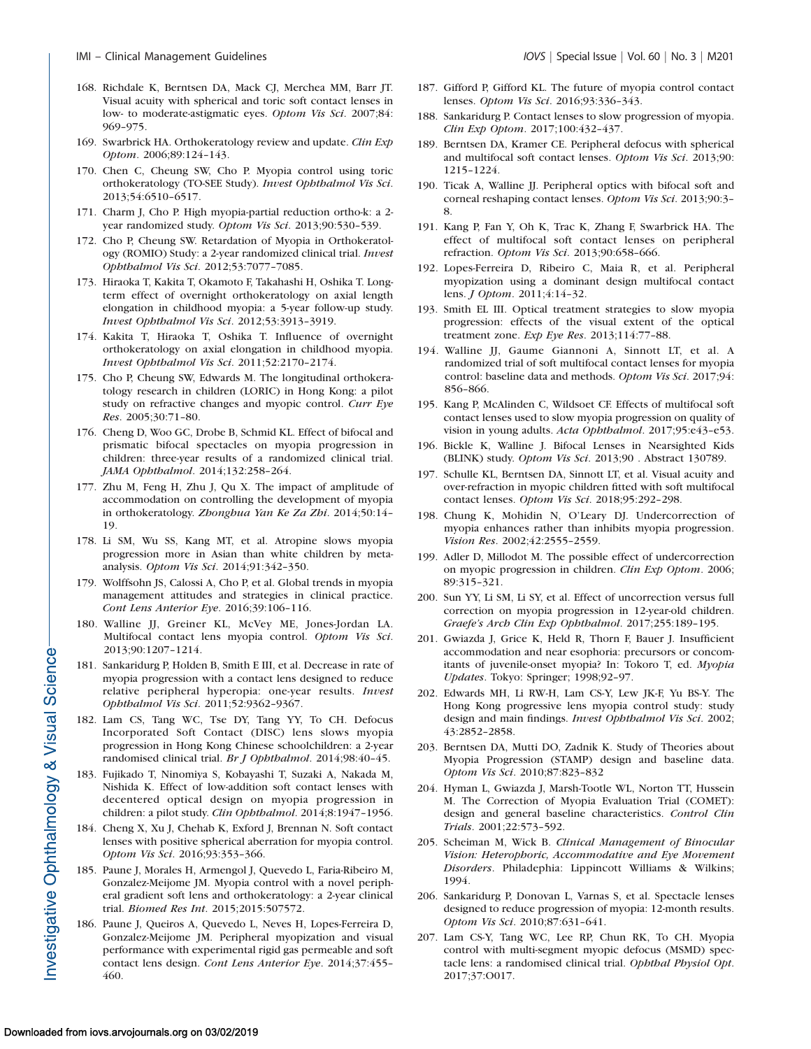168. Richdale K, Berntsen DA, Mack CJ, Merchea MM, Barr JT. Visual acuity with spherical and toric soft contact lenses in low- to moderate-astigmatic eyes. *Optom Vis Sci*. 2007;84: 969–975.
169. Swarbrick HA. Orthokeratology review and update. *Clin Exp Optom*. 2006;89:124–143.
170. Chen C, Cheung SW, Cho P. Myopia control using toric orthokeratology (TO-SEE Study). *Invest Ophthalmol Vis Sci*. 2013;54:6510–6517.
171. Charm J, Cho P. High myopia-partial reduction ortho-k: a 2-year randomized study. *Optom Vis Sci*. 2013;90:530–539.
172. Cho P, Cheung SW. Retardation of Myopia in Orthokeratology (ROMIO) Study: a 2-year randomized clinical trial. *Invest Ophthalmol Vis Sci*. 2012;53:7077–7085.
173. Hiraoka T, Kakita T, Okamoto F, Takahashi H, Oshika T. Long-term effect of overnight orthokeratology on axial length elongation in childhood myopia: a 5-year follow-up study. *Invest Ophthalmol Vis Sci*. 2012;53:3913–3919.
174. Kakita T, Hiraoka T, Oshika T. Influence of overnight orthokeratology on axial elongation in childhood myopia. *Invest Ophthalmol Vis Sci*. 2011;52:2170–2174.
175. Cho P, Cheung SW, Edwards M. The longitudinal orthokeratology research in children (LORIC) in Hong Kong: a pilot study on refractive changes and myopic control. *Curr Eye Res*. 2005;30:71–80.
176. Cheng D, Woo GC, Drobe B, Schmid KL. Effect of bifocal and prismatic bifocal spectacles on myopia progression in children: three-year results of a randomized clinical trial. *JAMA Ophthalmol*. 2014;132:258–264.
177. Zhu M, Feng H, Zhu J, Qu X. The impact of amplitude of accommodation on controlling the development of myopia in orthokeratology. *Zhonghua Yan Ke Za Zhi*. 2014;50:14–19.
178. Li SM, Wu SS, Kang MT, et al. Atropine slows myopia progression more in Asian than white children by meta-analysis. *Optom Vis Sci*. 2014;91:342–350.
179. Wolffsohn JS, Calossi A, Cho P, et al. Global trends in myopia management attitudes and strategies in clinical practice. *Cont Lens Anterior Eye*. 2016;39:106–116.
180. Walline JJ, Greiner KL, McVey ME, Jones-Jordan LA. Multifocal contact lens myopia control. *Optom Vis Sci*. 2013;90:1207–1214.
181. Sankaridurg P, Holden B, Smith E III, et al. Decrease in rate of myopia progression with a contact lens designed to reduce relative peripheral hyperopia: one-year results. *Invest Ophthalmol Vis Sci*. 2011;52:9362–9367.
182. Lam CS, Tang WC, Tse DY, Tang YY, To CH. Defocus Incorporated Soft Contact (DISC) lens slows myopia progression in Hong Kong Chinese schoolchildren: a 2-year randomised clinical trial. *Br J Ophthalmol*. 2014;98:40–45.
183. Fujikado T, Ninomiya S, Kobayashi T, Suzaki A, Nakada M, Nishida K. Effect of low-addition soft contact lenses with decentered optical design on myopia progression in children: a pilot study. *Clin Ophthalmol*. 2014;8:1947–1956.
184. Cheng X, Xu J, Chehab K, Exford J, Brennan N. Soft contact lenses with positive spherical aberration for myopia control. *Optom Vis Sci*. 2016;93:353–366.
185. Paune J, Morales H, Armengol J, Quevedo L, Faria-Ribeiro M, Gonzalez-Meijome JM. Myopia control with a novel peripheral gradient soft lens and orthokeratology: a 2-year clinical trial. *Biomed Res Int*. 2015;2015:507572.
186. Paune J, Queiros A, Quevedo L, Neves H, Lopes-Ferreira D, Gonzalez-Meijome JM. Peripheral myopization and visual performance with experimental rigid gas permeable and soft contact lens design. *Cont Lens Anterior Eye*. 2014;37:455–460.
187. Gifford P, Gifford KL. The future of myopia control contact lenses. *Optom Vis Sci*. 2016;93:336–343.
188. Sankaridurg P. Contact lenses to slow progression of myopia. *Clin Exp Optom*. 2017;100:432–437.
189. Berntsen DA, Kramer CE. Peripheral defocus with spherical and multifocal soft contact lenses. *Optom Vis Sci*. 2013;90: 1215–1224.
190. Ticak A, Walline JJ. Peripheral optics with bifocal soft and corneal reshaping contact lenses. *Optom Vis Sci*. 2013;90:3–8.
191. Kang P, Fan Y, Oh K, Trac K, Zhang F, Swarbrick HA. The effect of multifocal soft contact lenses on peripheral refraction. *Optom Vis Sci*. 2013;90:658–666.
192. Lopes-Ferreira D, Ribeiro C, Maia R, et al. Peripheral myopization using a dominant design multifocal contact lens. *J Optom*. 2011;4:14–32.
193. Smith EL III. Optical treatment strategies to slow myopia progression: effects of the visual extent of the optical treatment zone. *Exp Eye Res*. 2013;114:77–88.
194. Walline JJ, Gaume Giannoni A, Sinnott LT, et al. A randomized trial of soft multifocal contact lenses for myopia control: baseline data and methods. *Optom Vis Sci*. 2017;94: 856–866.
195. Kang P, McAlinden C, Wildsoet CF. Effects of multifocal soft contact lenses used to slow myopia progression on quality of vision in young adults. *Acta Ophthalmol*. 2017;95:e43–e53.
196. Bickle K, Walline J. Bifocal Lenses in Nearsighted Kids (BLINK) study. *Optom Vis Sci*. 2013;90 . Abstract 130789.
197. Schulle KL, Berntsen DA, Sinnott LT, et al. Visual acuity and over-refraction in myopic children fitted with soft multifocal contact lenses. *Optom Vis Sci*. 2018;95:292–298.
198. Chung K, Mohidin N, O'Leary DJ. Undercorrection of myopia enhances rather than inhibits myopia progression. *Vision Res*. 2002;42:2555–2559.
199. Adler D, Millodot M. The possible effect of undercorrection on myopic progression in children. *Clin Exp Optom*. 2006; 89:315–321.
200. Sun YY, Li SM, Li SY, et al. Effect of uncorrection versus full correction on myopia progression in 12-year-old children. *Graefe's Arch Clin Exp Ophthalmol*. 2017;255:189–195.
201. Gwiazda J, Grice K, Held R, Thorn F, Bauer J. Insufficient accommodation and near esophoria: precursors or concomitants of juvenile-onset myopia? In: Tokoro T, ed. *Myopia Updates*. Tokyo: Springer; 1998;92–97.
202. Edwards MH, Li RW-H, Lam CS-Y, Lew JK-F, Yu BS-Y. The Hong Kong progressive lens myopia control study: study design and main findings. *Invest Ophthalmol Vis Sci*. 2002; 43:2852–2858.
203. Berntsen DA, Mutti DO, Zadnik K. Study of Theories about Myopia Progression (STAMP) design and baseline data. *Optom Vis Sci*. 2010;87:823–832
204. Hyman L, Gwiazda J, Marsh-Tootle WL, Norton TT, Hussein M. The Correction of Myopia Evaluation Trial (COMET): design and general baseline characteristics. *Control Clin Trials*. 2001;22:573–592.
205. Scheiman M, Wick B. *Clinical Management of Binocular Vision: Heterophoric, Accommodative and Eye Movement Disorders*. Philadephia: Lippincott Williams & Wilkins; 1994.
206. Sankaridurg P, Donovan L, Varnas S, et al. Spectacle lenses designed to reduce progression of myopia: 12-month results. *Optom Vis Sci*. 2010;87:631–641.
207. Lam CS-Y, Tang WC, Lee RP, Chun RK, To CH. Myopia control with multi-segment myopic defocus (MSMD) spectacle lens: a randomised clinical trial. *Ophthal Physiol Opt*. 2017;37:O017.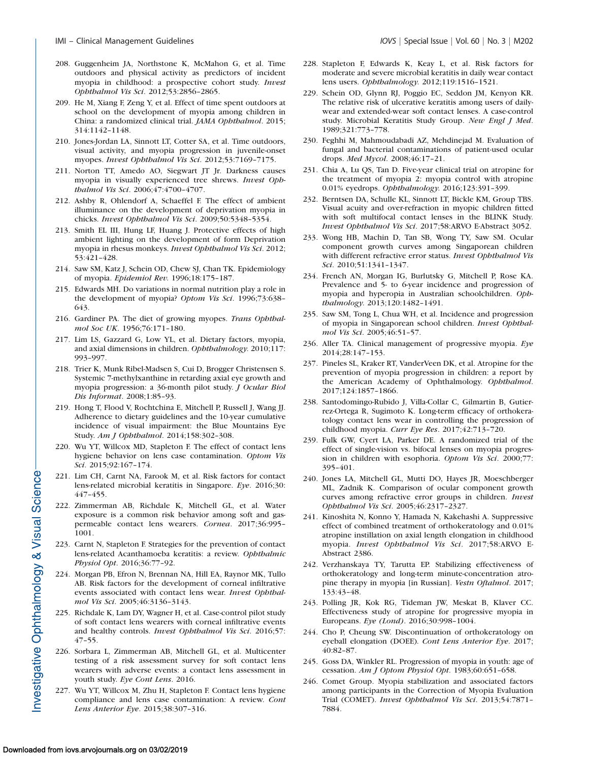208. Guggenheim JA, Northstone K, McMahon G, et al. Time outdoors and physical activity as predictors of incident myopia in childhood: a prospective cohort study. *Invest Ophthalmol Vis Sci*. 2012;53:2856–2865.

209. He M, Xiang F, Zeng Y, et al. Effect of time spent outdoors at school on the development of myopia among children in China: a randomized clinical trial. *JAMA Ophthalmol*. 2015; 314:1142–1148.

210. Jones-Jordan LA, Sinnott LT, Cotter SA, et al. Time outdoors, visual activity, and myopia progression in juvenile-onset myopes. *Invest Ophthalmol Vis Sci*. 2012;53:7169–7175.

211. Norton TT, Amedo AO, Siegwart JT Jr. Darkness causes myopia in visually experienced tree shrews. *Invest Ophthalmol Vis Sci*. 2006;47:4700–4707.

212. Ashby R, Ohlendorf A, Schaeffel F. The effect of ambient illuminance on the development of deprivation myopia in chicks. *Invest Ophthalmol Vis Sci*. 2009;50:5348–5354.

213. Smith EL III, Hung LF, Huang J. Protective effects of high ambient lighting on the development of form Deprivation myopia in rhesus monkeys. *Invest Ophthalmol Vis Sci*. 2012; 53:421–428.

214. Saw SM, Katz J, Schein OD, Chew SJ, Chan TK. Epidemiology of myopia. *Epidemiol Rev*. 1996;18:175–187.

215. Edwards MH. Do variations in normal nutrition play a role in the development of myopia? *Optom Vis Sci*. 1996;73:638–643.

216. Gardiner PA. The diet of growing myopes. *Trans Ophthalmol Soc UK*. 1956;76:171–180.

217. Lim LS, Gazzard G, Low YL, et al. Dietary factors, myopia, and axial dimensions in children. *Ophthalmology*. 2010;117: 993–997.

218. Trier K, Munk Ribel-Madsen S, Cui D, Brogger Christensen S. Systemic 7-methylxanthine in retarding axial eye growth and myopia progression: a 36-month pilot study. *J Ocular Biol Dis Informat*. 2008;1:85–93.

219. Hong T, Flood V, Rochtchina E, Mitchell P, Russell J, Wang JJ. Adherence to dietary guidelines and the 10-year cumulative incidence of visual impairment: the Blue Mountains Eye Study. *Am J Ophthalmol*. 2014;158:302–308.

220. Wu YT, Willcox MD, Stapleton F. The effect of contact lens hygiene behavior on lens case contamination. *Optom Vis Sci*. 2015;92:167–174.

221. Lim CH, Carnt NA, Farook M, et al. Risk factors for contact lens-related microbial keratitis in Singapore. *Eye*. 2016;30: 447–455.

222. Zimmerman AB, Richdale K, Mitchell GL, et al. Water exposure is a common risk behavior among soft and gas-permeable contact lens wearers. *Cornea*. 2017;36:995–1001.

223. Carnt N, Stapleton F. Strategies for the prevention of contact lens-related Acanthamoeba keratitis: a review. *Ophthalmic Physiol Opt*. 2016;36:77–92.

224. Morgan PB, Efron N, Brennan NA, Hill EA, Raynor MK, Tullo AB. Risk factors for the development of corneal infiltrative events associated with contact lens wear. *Invest Ophthalmol Vis Sci*. 2005;46:3136–3143.

225. Richdale K, Lam DY, Wagner H, et al. Case-control pilot study of soft contact lens wearers with corneal infiltrative events and healthy controls. *Invest Ophthalmol Vis Sci*. 2016;57: 47–55.

226. Sorbara L, Zimmerman AB, Mitchell GL, et al. Multicenter testing of a risk assessment survey for soft contact lens wearers with adverse events: a contact lens assessment in youth study. *Eye Cont Lens*. 2016.

227. Wu YT, Willcox M, Zhu H, Stapleton F. Contact lens hygiene compliance and lens case contamination: A review. *Cont Lens Anterior Eye*. 2015;38:307–316.

228. Stapleton F, Edwards K, Keay L, et al. Risk factors for moderate and severe microbial keratitis in daily wear contact lens users. *Ophthalmology*. 2012;119:1516–1521.

229. Schein OD, Glynn RJ, Poggio EC, Seddon JM, Kenyon KR. The relative risk of ulcerative keratitis among users of daily-wear and extended-wear soft contact lenses. A case-control study. Microbial Keratitis Study Group. *New Engl J Med*. 1989;321:773–778.

230. Feghhi M, Mahmoudabadi AZ, Mehdinejad M. Evaluation of fungal and bacterial contaminations of patient-used ocular drops. *Med Mycol*. 2008;46:17–21.

231. Chia A, Lu QS, Tan D. Five-year clinical trial on atropine for the treatment of myopia 2: myopia control with atropine 0.01% eyedrops. *Ophthalmology*. 2016;123:391–399.

232. Berntsen DA, Schulle KL, Sinnott LT, Bickle KM, Group TBS. Visual acuity and over-refraction in myopic children fitted with soft multifocal contact lenses in the BLINK Study. *Invest Ophthalmol Vis Sci*. 2017;58:ARVO E-Abstract 3052.

233. Wong HB, Machin D, Tan SB, Wong TY, Saw SM. Ocular component growth curves among Singaporean children with different refractive error status. *Invest Ophthalmol Vis Sci*. 2010;51:1341–1347.

234. French AN, Morgan IG, Burlutsky G, Mitchell P, Rose KA. Prevalence and 5- to 6-year incidence and progression of myopia and hyperopia in Australian schoolchildren. *Ophthalmology*. 2013;120:1482–1491.

235. Saw SM, Tong L, Chua WH, et al. Incidence and progression of myopia in Singaporean school children. *Invest Ophthalmol Vis Sci*. 2005;46:51–57.

236. Aller TA. Clinical management of progressive myopia. *Eye* 2014;28:147–153.

237. Pineles SL, Kraker RT, VanderVeen DK, et al. Atropine for the prevention of myopia progression in children: a report by the American Academy of Ophthalmology. *Ophthalmol*. 2017;124:1857–1866.

238. Santodomingo-Rubido J, Villa-Collar C, Gilmartin B, Gutierrez-Ortega R, Sugimoto K. Long-term efficacy of orthokeratology contact lens wear in controlling the progression of childhood myopia. *Curr Eye Res*. 2017;42:713–720.

239. Fulk GW, Cyert LA, Parker DE. A randomized trial of the effect of single-vision vs. bifocal lenses on myopia progression in children with esophoria. *Optom Vis Sci*. 2000;77: 395–401.

240. Jones LA, Mitchell GL, Mutti DO, Hayes JR, Moeschberger ML, Zadnik K. Comparison of ocular component growth curves among refractive error groups in children. *Invest Ophthalmol Vis Sci*. 2005;46:2317–2327.

241. Kinoshita N, Konno Y, Hamada N, Kakehashi A. Suppressive effect of combined treatment of orthokeratology and 0.01% atropine instillation on axial length elongation in childhood myopia. *Invest Ophthalmol Vis Sci*. 2017;58:ARVO E-Abstract 2386.

242. Verzhanskaya TY, Tarutta EP. Stabilizing effectiveness of orthokeratology and long-term minute-concentration atropine therapy in myopia [in Russian]. *Vestn Oftalmol*. 2017; 133:43–48.

243. Polling JR, Kok RG, Tideman JW, Meskat B, Klaver CC. Effectiveness study of atropine for progressive myopia in Europeans. *Eye (Lond)*. 2016;30:998–1004.

244. Cho P, Cheung SW. Discontinuation of orthokeratology on eyeball elongation (DOEE). *Cont Lens Anterior Eye*. 2017; 40:82–87.

245. Goss DA, Winkler RL. Progression of myopia in youth: age of cessation. *Am J Optom Physiol Opt*. 1983;60:651–658.

246. Comet Group. Myopia stabilization and associated factors among participants in the Correction of Myopia Evaluation Trial (COMET). *Invest Ophthalmol Vis Sci*. 2013;54:7871–7884.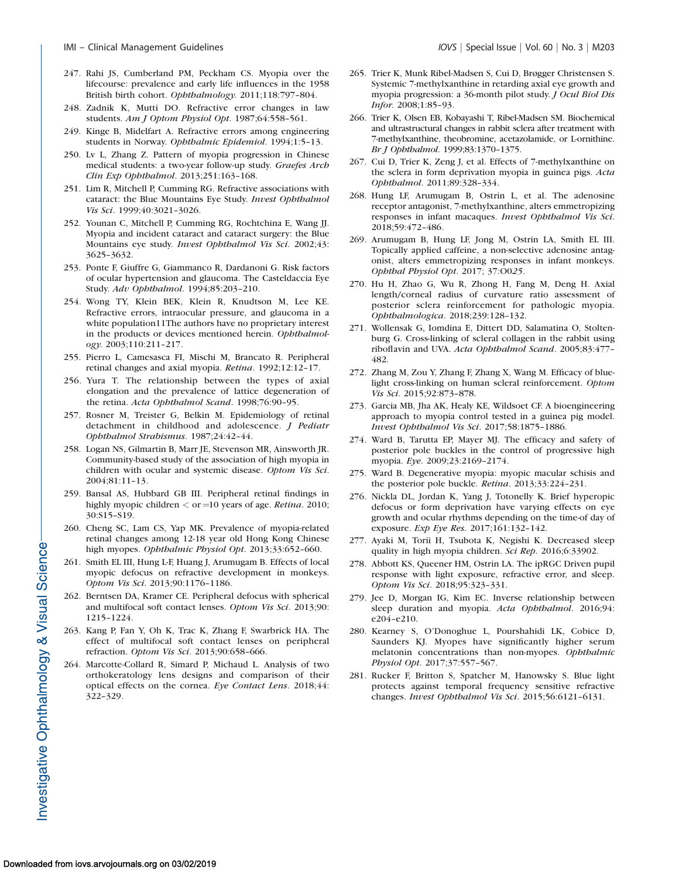247. Rahi JS, Cumberland PM, Peckham CS. Myopia over the lifecourse: prevalence and early life influences in the 1958 British birth cohort. *Ophthalmology.* 2011;118:797–804.
248. Zadnik K, Mutti DO. Refractive error changes in law students. *Am J Optom Physiol Opt*. 1987;64:558–561.
249. Kinge B, Midelfart A. Refractive errors among engineering students in Norway. *Ophthalmic Epidemiol*. 1994;1:5–13.
250. Lv L, Zhang Z. Pattern of myopia progression in Chinese medical students: a two-year follow-up study. *Graefes Arch Clin Exp Ophthalmol*. 2013;251:163–168.
251. Lim R, Mitchell P, Cumming RG. Refractive associations with cataract: the Blue Mountains Eye Study. *Invest Ophthalmol Vis Sci*. 1999;40:3021–3026.
252. Younan C, Mitchell P, Cumming RG, Rochtchina E, Wang JJ. Myopia and incident cataract and cataract surgery: the Blue Mountains eye study. *Invest Ophthalmol Vis Sci*. 2002;43: 3625–3632.
253. Ponte F, Giuffre G, Giammanco R, Dardanoni G. Risk factors of ocular hypertension and glaucoma. The Casteldaccia Eye Study. *Adv Ophthalmol*. 1994;85:203–210.
254. Wong TY, Klein BEK, Klein R, Knudtson M, Lee KE. Refractive errors, intraocular pressure, and glaucoma in a white population11The authors have no proprietary interest in the products or devices mentioned herein. *Ophthalmology.* 2003;110:211–217.
255. Pierro L, Camesasca FI, Mischi M, Brancato R. Peripheral retinal changes and axial myopia. *Retina*. 1992;12:12–17.
256. Yura T. The relationship between the types of axial elongation and the prevalence of lattice degeneration of the retina. *Acta Ophthalmol Scand*. 1998;76:90–95.
257. Rosner M, Treister G, Belkin M. Epidemiology of retinal detachment in childhood and adolescence. *J Pediatr Ophthalmol Strabismus*. 1987;24:42–44.
258. Logan NS, Gilmartin B, Marr JE, Stevenson MR, Ainsworth JR. Community-based study of the association of high myopia in children with ocular and systemic disease. *Optom Vis Sci*. 2004;81:11–13.
259. Bansal AS, Hubbard GB III. Peripheral retinal findings in highly myopic children < or =10 years of age. *Retina*. 2010; 30:S15–S19.
260. Cheng SC, Lam CS, Yap MK. Prevalence of myopia-related retinal changes among 12-18 year old Hong Kong Chinese high myopes. *Ophthalmic Physiol Opt*. 2013;33:652–660.
261. Smith EL III, Hung L-F, Huang J, Arumugam B. Effects of local myopic defocus on refractive development in monkeys. *Optom Vis Sci*. 2013;90:1176–1186.
262. Berntsen DA, Kramer CE. Peripheral defocus with spherical and multifocal soft contact lenses. *Optom Vis Sci*. 2013;90: 1215–1224.
263. Kang P, Fan Y, Oh K, Trac K, Zhang F, Swarbrick HA. The effect of multifocal soft contact lenses on peripheral refraction. *Optom Vis Sci*. 2013;90:658–666.
264. Marcotte-Collard R, Simard P, Michaud L. Analysis of two orthokeratology lens designs and comparison of their optical effects on the cornea. *Eye Contact Lens*. 2018;44: 322–329.
265. Trier K, Munk Ribel-Madsen S, Cui D, Brøgger Christensen S. Systemic 7-methylxanthine in retarding axial eye growth and myopia progression: a 36-month pilot study. *J Ocul Biol Dis Infor.* 2008;1:85–93.
266. Trier K, Olsen EB, Kobayashi T, Ribel-Madsen SM. Biochemical and ultrastructural changes in rabbit sclera after treatment with 7-methylxanthine, theobromine, acetazolamide, or L-ornithine. *Br J Ophthalmol*. 1999;83:1370–1375.
267. Cui D, Trier K, Zeng J, et al. Effects of 7-methylxanthine on the sclera in form deprivation myopia in guinea pigs. *Acta Ophthalmol*. 2011;89:328–334.
268. Hung LF, Arumugam B, Ostrin L, et al. The adenosine receptor antagonist, 7-methylxanthine, alters emmetropizing responses in infant macaques. *Invest Ophthalmol Vis Sci*. 2018;59:472–486.
269. Arumugam B, Hung LF, Jong M, Ostrin LA, Smith EL III. Topically applied caffeine, a non-selective adenosine antagonist, alters emmetropizing responses in infant monkeys. *Ophthal Physiol Opt*. 2017; 37:O025.
270. Hu H, Zhao G, Wu R, Zhong H, Fang M, Deng H. Axial length/corneal radius of curvature ratio assessment of posterior sclera reinforcement for pathologic myopia. *Ophthalmologica*. 2018;239:128–132.
271. Wollensak G, Iomdina E, Dittert DD, Salamatina O, Stoltenburg G. Cross-linking of scleral collagen in the rabbit using riboflavin and UVA. *Acta Ophthalmol Scand*. 2005;83:477–482.
272. Zhang M, Zou Y, Zhang F, Zhang X, Wang M. Efficacy of blue-light cross-linking on human scleral reinforcement. *Optom Vis Sci*. 2015;92:873–878.
273. Garcia MB, Jha AK, Healy KE, Wildsoet CF. A bioengineering approach to myopia control tested in a guinea pig model. *Invest Ophthalmol Vis Sci*. 2017;58:1875–1886.
274. Ward B, Tarutta EP, Mayer MJ. The efficacy and safety of posterior pole buckles in the control of progressive high myopia. *Eye*. 2009;23:2169–2174.
275. Ward B. Degenerative myopia: myopic macular schisis and the posterior pole buckle. *Retina*. 2013;33:224–231.
276. Nickla DL, Jordan K, Yang J, Totonelly K. Brief hyperopic defocus or form deprivation have varying effects on eye growth and ocular rhythms depending on the time-of day of exposure. *Exp Eye Res*. 2017;161:132–142.
277. Ayaki M, Torii H, Tsubota K, Negishi K. Decreased sleep quality in high myopia children. *Sci Rep*. 2016;6:33902.
278. Abbott KS, Queener HM, Ostrin LA. The ipRGC Driven pupil response with light exposure, refractive error, and sleep. *Optom Vis Sci*. 2018;95:323–331.
279. Jee D, Morgan IG, Kim EC. Inverse relationship between sleep duration and myopia. *Acta Ophthalmol*. 2016;94: e204–e210.
280. Kearney S, O'Donoghue L, Pourshahidi LK, Cobice D, Saunders KJ. Myopes have significantly higher serum melatonin concentrations than non-myopes. *Ophthalmic Physiol Opt*. 2017;37:557–567.
281. Rucker F, Britton S, Spatcher M, Hanowsky S. Blue light protects against temporal frequency sensitive refractive changes. *Invest Ophthalmol Vis Sci*. 2015;56:6121–6131.